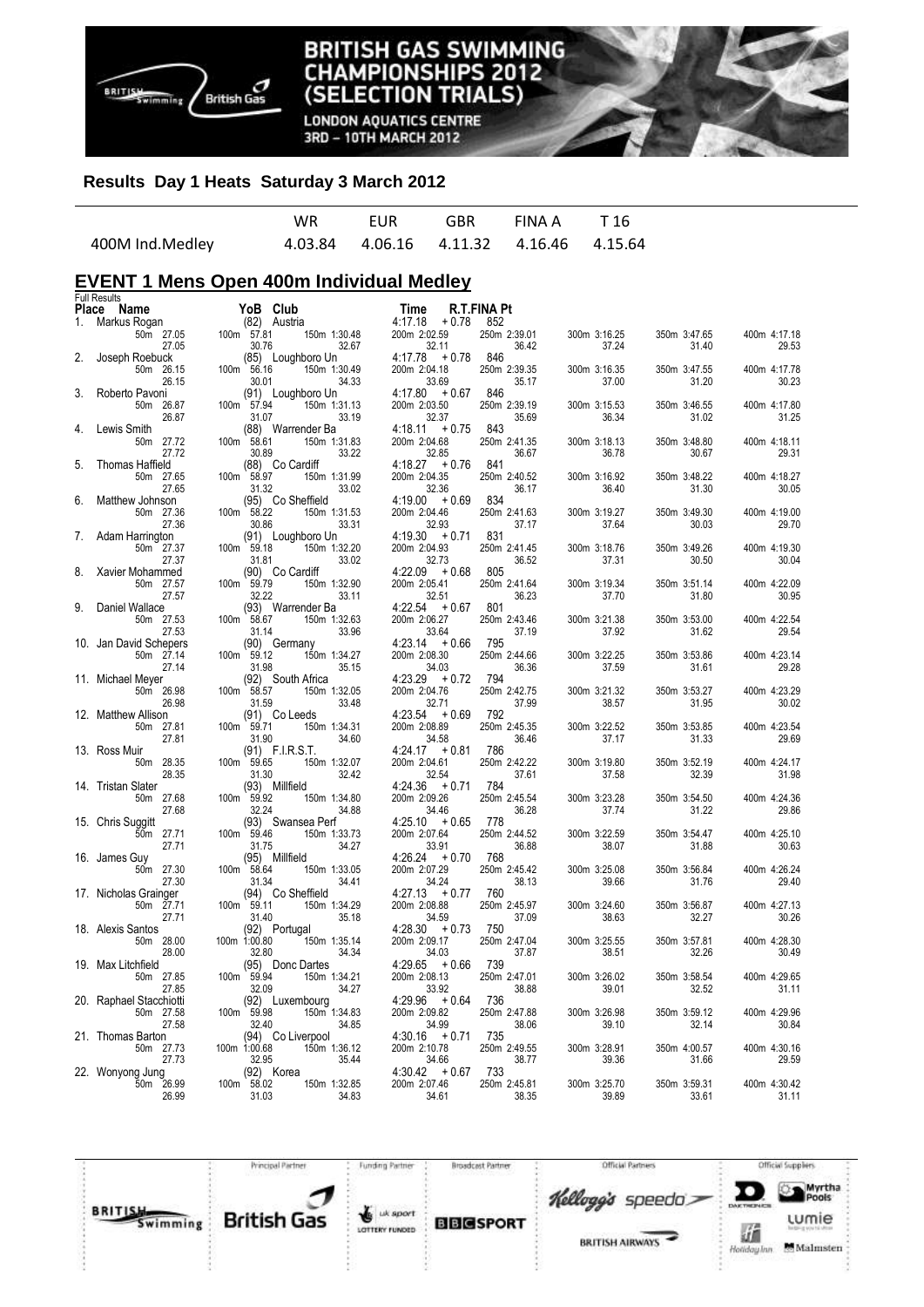# BRITISH GAS SWIMMING CHAMPIONSHIPS 2012 (SELECTION TRIALS)

LONDON AQUATICS CENTRE
3RD – 10TH MARCH 2012

## Results Day 1 Heats Saturday 3 March 2012

| | WR | EUR | GBR | FINA A | T 16 |
|---|---|---|---|---|---|
| 400M Ind.Medley | 4.03.84 | 4.06.16 | 4.11.32 | 4.16.46 | 4.15.64 |

## EVENT 1 Mens Open 400m Individual Medley

Full Results

| Place | Name | YoB | Club | Time | R.T. | FINA Pt |
|---|---|---|---|---|---|---|
| 1. | Markus Rogan | (82) | Austria | 4:17.18 | +0.78 | 852 |
| 2. | Joseph Roebuck | (85) | Loughboro Un | 4:17.78 | +0.78 | 846 |
| 3. | Roberto Pavoni | (91) | Loughboro Un | 4:17.80 | +0.67 | 846 |
| 4. | Lewis Smith | (88) | Warrender Ba | 4:18.11 | +0.75 | 843 |
| 5. | Thomas Haffield | (88) | Co Cardiff | 4:18.27 | +0.76 | 841 |
| 6. | Matthew Johnson | (95) | Co Sheffield | 4:19.00 | +0.69 | 834 |
| 7. | Adam Harrington | (91) | Loughboro Un | 4:19.30 | +0.71 | 831 |
| 8. | Xavier Mohammed | (90) | Co Cardiff | 4:22.09 | +0.68 | 805 |
| 9. | Daniel Wallace | (93) | Warrender Ba | 4:22.54 | +0.67 | 801 |
| 10. | Jan David Schepers | (90) | Germany | 4:23.14 | +0.66 | 795 |
| 11. | Michael Meyer | (92) | South Africa | 4:23.29 | +0.72 | 794 |
| 12. | Matthew Allison | (91) | Co Leeds | 4:23.54 | +0.69 | 792 |
| 13. | Ross Muir | (91) | F.I.R.S.T. | 4:24.17 | +0.81 | 786 |
| 14. | Tristan Slater | (93) | Millfield | 4:24.36 | +0.71 | 784 |
| 15. | Chris Suggitt | (93) | Swansea Perf | 4:25.10 | +0.65 | 778 |
| 16. | James Guy | (95) | Millfield | 4:26.24 | +0.70 | 768 |
| 17. | Nicholas Grainger | (94) | Co Sheffield | 4:27.13 | +0.77 | 760 |
| 18. | Alexis Santos | (92) | Portugal | 4:28.30 | +0.73 | 750 |
| 19. | Max Litchfield | (95) | Donc Dartes | 4:29.65 | +0.66 | 739 |
| 20. | Raphael Stacchiotti | (92) | Luxembourg | 4:29.96 | +0.64 | 736 |
| 21. | Thomas Barton | (94) | Co Liverpool | 4:30.16 | +0.71 | 735 |
| 22. | Wonyong Jung | (92) | Korea | 4:30.42 | +0.67 | 733 |

Splits (cumulative / split):

| Place | Name | 50m | 100m | 150m | 200m | 250m | 300m | 350m | 400m |
|---|---|---|---|---|---|---|---|---|---|
| 1. | Markus Rogan | 27.05 / 27.05 | 57.81 / 30.76 | 1:30.48 / 32.67 | 2:02.59 / 32.11 | 2:39.01 / 36.42 | 3:16.25 / 37.24 | 3:47.65 / 31.40 | 4:17.18 / 29.53 |
| 2. | Joseph Roebuck | 26.15 / 26.15 | 56.16 / 30.01 | 1:30.49 / 34.33 | 2:04.18 / 33.69 | 2:39.35 / 35.17 | 3:16.35 / 37.00 | 3:47.55 / 31.20 | 4:17.78 / 30.23 |
| 3. | Roberto Pavoni | 26.87 / 26.87 | 57.94 / 31.07 | 1:31.13 / 33.19 | 2:03.50 / 32.37 | 2:39.19 / 35.69 | 3:15.53 / 36.34 | 3:46.55 / 31.02 | 4:17.80 / 31.25 |
| 4. | Lewis Smith | 27.72 / 27.72 | 58.61 / 30.89 | 1:31.83 / 33.22 | 2:04.68 / 32.85 | 2:41.35 / 36.67 | 3:18.13 / 36.78 | 3:48.80 / 30.67 | 4:18.11 / 29.31 |
| 5. | Thomas Haffield | 27.65 / 27.65 | 58.97 / 31.32 | 1:31.99 / 33.02 | 2:04.35 / 32.36 | 2:40.52 / 36.17 | 3:16.92 / 36.40 | 3:48.22 / 31.30 | 4:18.27 / 30.05 |
| 6. | Matthew Johnson | 27.36 / 27.36 | 58.22 / 30.86 | 1:31.53 / 33.31 | 2:04.46 / 32.93 | 2:41.63 / 37.17 | 3:19.27 / 37.64 | 3:49.30 / 30.03 | 4:19.00 / 29.70 |
| 7. | Adam Harrington | 27.37 / 27.37 | 59.18 / 31.81 | 1:32.20 / 33.02 | 2:04.93 / 32.73 | 2:41.45 / 36.52 | 3:18.76 / 37.31 | 3:49.26 / 30.50 | 4:19.30 / 30.04 |
| 8. | Xavier Mohammed | 27.57 / 27.57 | 59.79 / 32.22 | 1:32.90 / 33.11 | 2:05.41 / 32.51 | 2:41.64 / 36.23 | 3:19.34 / 37.70 | 3:51.14 / 31.80 | 4:22.09 / 30.95 |
| 9. | Daniel Wallace | 27.53 / 27.53 | 58.67 / 31.14 | 1:32.63 / 33.96 | 2:06.27 / 33.64 | 2:43.46 / 37.19 | 3:21.38 / 37.92 | 3:53.00 / 31.62 | 4:22.54 / 29.54 |
| 10. | Jan David Schepers | 27.14 / 27.14 | 59.12 / 31.98 | 1:34.27 / 35.15 | 2:08.30 / 34.03 | 2:44.66 / 36.36 | 3:22.25 / 37.59 | 3:53.86 / 31.61 | 4:23.14 / 29.28 |
| 11. | Michael Meyer | 26.98 / 26.98 | 58.57 / 31.59 | 1:32.05 / 33.48 | 2:04.76 / 32.71 | 2:42.75 / 37.99 | 3:21.32 / 38.57 | 3:53.27 / 31.95 | 4:23.29 / 30.02 |
| 12. | Matthew Allison | 27.81 / 27.81 | 59.71 / 31.90 | 1:34.31 / 34.60 | 2:08.89 / 34.58 | 2:45.35 / 36.46 | 3:22.52 / 37.17 | 3:53.85 / 31.33 | 4:23.54 / 29.69 |
| 13. | Ross Muir | 28.35 / 28.35 | 59.65 / 31.30 | 1:32.07 / 32.42 | 2:04.61 / 32.54 | 2:42.22 / 37.61 | 3:19.80 / 37.58 | 3:52.19 / 32.39 | 4:24.17 / 31.98 |
| 14. | Tristan Slater | 27.68 / 27.68 | 59.92 / 32.24 | 1:34.80 / 34.88 | 2:09.26 / 34.46 | 2:45.54 / 36.28 | 3:23.28 / 37.74 | 3:54.50 / 31.22 | 4:24.36 / 29.86 |
| 15. | Chris Suggitt | 27.71 / 27.71 | 59.46 / 31.75 | 1:33.73 / 34.27 | 2:07.64 / 33.91 | 2:44.52 / 36.88 | 3:22.59 / 38.07 | 3:54.47 / 31.88 | 4:25.10 / 30.63 |
| 16. | James Guy | 27.30 / 27.30 | 58.64 / 31.34 | 1:33.05 / 34.41 | 2:07.29 / 34.24 | 2:45.42 / 38.13 | 3:25.08 / 39.66 | 3:56.84 / 31.76 | 4:26.24 / 29.40 |
| 17. | Nicholas Grainger | 27.71 / 27.71 | 59.11 / 31.40 | 1:34.29 / 35.18 | 2:08.88 / 34.59 | 2:45.97 / 37.09 | 3:24.60 / 38.63 | 3:56.87 / 32.27 | 4:27.13 / 30.26 |
| 18. | Alexis Santos | 28.00 / 28.00 | 1:00.80 / 32.80 | 1:35.14 / 34.34 | 2:09.17 / 34.03 | 2:47.04 / 37.87 | 3:25.55 / 38.51 | 3:57.81 / 32.26 | 4:28.30 / 30.49 |
| 19. | Max Litchfield | 27.85 / 27.85 | 59.94 / 32.09 | 1:34.21 / 34.27 | 2:08.13 / 33.92 | 2:47.01 / 38.88 | 3:26.02 / 39.01 | 3:58.54 / 32.52 | 4:29.65 / 31.11 |
| 20. | Raphael Stacchiotti | 27.58 / 27.58 | 59.98 / 32.40 | 1:34.83 / 34.85 | 2:09.82 / 34.99 | 2:47.88 / 38.06 | 3:26.98 / 39.10 | 3:59.12 / 32.14 | 4:29.96 / 30.84 |
| 21. | Thomas Barton | 27.73 / 27.73 | 1:00.68 / 32.95 | 1:36.12 / 35.44 | 2:10.78 / 34.66 | 2:49.55 / 38.77 | 3:28.91 / 39.36 | 4:00.57 / 31.66 | 4:30.16 / 29.59 |
| 22. | Wonyong Jung | 26.99 / 26.99 | 58.02 / 31.03 | 1:32.85 / 34.83 | 2:07.46 / 34.61 | 2:45.81 / 38.35 | 3:25.70 / 39.89 | 3:59.31 / 33.61 | 4:30.42 / 31.11 |

Principal Partner: British Gas | Funding Partner: UK Sport Lottery Funded | Broadcast Partner: BBC Sport | Official Partners: Kellogg's, Speedo, British Airways | Official Suppliers: Daktronics, Myrtha Pools, Lumie, Holiday Inn, Malmsten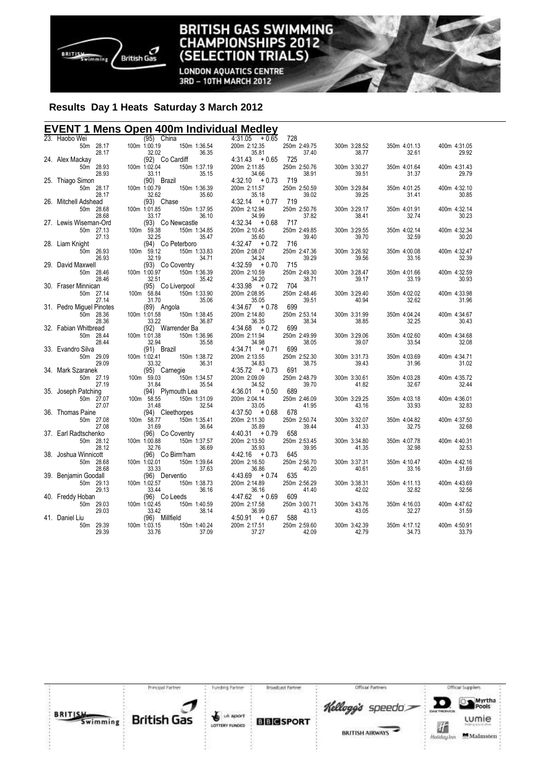## Results Day 1 Heats Saturday 3 March 2012

### EVENT 1 Mens Open 400m Individual Medley

| Place | Name | Age | Club | Time | RT | Points |
|---|---|---|---|---|---|---|
| 23. | Haobo Wei | (95) | China | 4:31.05 | +0.65 | 728 |
| 24. | Alex Mackay | (92) | Co Cardiff | 4:31.43 | +0.65 | 725 |
| 25. | Thiago Simon | (90) | Brazil | 4:32.10 | +0.73 | 719 |
| 26. | Mitchell Adshead | (93) | Chase | 4:32.14 | +0.77 | 719 |
| 27. | Lewis Wiseman-Ord | (93) | Co Newcastle | 4:32.34 | +0.68 | 717 |
| 28. | Liam Knight | (94) | Co Peterboro | 4:32.47 | +0.72 | 716 |
| 29. | David Maxwell | (93) | Co Coventry | 4:32.59 | +0.70 | 715 |
| 30. | Fraser Minnican | (95) | Co Liverpool | 4:33.98 | +0.72 | 704 |
| 31. | Pedro Miguel Pinotes | (89) | Angola | 4:34.67 | +0.78 | 699 |
| 32. | Fabian Whitbread | (92) | Warrender Ba | 4:34.68 | +0.72 | 699 |
| 33. | Evandro Silva | (91) | Brazil | 4:34.71 | +0.71 | 699 |
| 34. | Mark Szaranek | (95) | Carnegie | 4:35.72 | +0.73 | 691 |
| 35. | Joseph Patching | (94) | Plymouth Lea | 4:36.01 | +0.50 | 689 |
| 36. | Thomas Paine | (94) | Cleethorpes | 4:37.50 | +0.68 | 678 |
| 37. | Earl Radtschenko | (96) | Co Coventry | 4:40.31 | +0.79 | 658 |
| 38. | Joshua Winnicott | (96) | Co Birm'ham | 4:42.16 | +0.73 | 645 |
| 39. | Benjamin Goodall | (96) | Derventio | 4:43.69 | +0.74 | 635 |
| 40. | Freddy Hoban | (96) | Co Leeds | 4:47.62 | +0.69 | 609 |
| 41. | Daniel Liu | (96) | Millfield | 4:50.91 | +0.67 | 588 |

Splits (cumulative / lap):

| Name | 50m | 100m | 150m | 200m | 250m | 300m | 350m | 400m |
|---|---|---|---|---|---|---|---|---|
| Haobo Wei | 28.17 / 28.17 | 1:00.19 / 32.02 | 1:36.54 / 36.35 | 2:12.35 / 35.81 | 2:49.75 / 37.40 | 3:28.52 / 38.77 | 4:01.13 / 32.61 | 4:31.05 / 29.92 |
| Alex Mackay | 28.93 / 28.93 | 1:02.04 / 33.11 | 1:37.19 / 35.15 | 2:11.85 / 34.66 | 2:50.76 / 38.91 | 3:30.27 / 39.51 | 4:01.64 / 31.37 | 4:31.43 / 29.79 |
| Thiago Simon | 28.17 / 28.17 | 1:00.79 / 32.62 | 1:36.39 / 35.60 | 2:11.57 / 35.18 | 2:50.59 / 39.02 | 3:29.84 / 39.25 | 4:01.25 / 31.41 | 4:32.10 / 30.85 |
| Mitchell Adshead | 28.68 / 28.68 | 1:01.85 / 33.17 | 1:37.95 / 36.10 | 2:12.94 / 34.99 | 2:50.76 / 37.82 | 3:29.17 / 38.41 | 4:01.91 / 32.74 | 4:32.14 / 30.23 |
| Lewis Wiseman-Ord | 27.13 / 27.13 | 59.38 / 32.25 | 1:34.85 / 35.47 | 2:10.45 / 35.60 | 2:49.85 / 39.40 | 3:29.55 / 39.70 | 4:02.14 / 32.59 | 4:32.34 / 30.20 |
| Liam Knight | 26.93 / 26.93 | 59.12 / 32.19 | 1:33.83 / 34.71 | 2:08.07 / 34.24 | 2:47.36 / 39.29 | 3:26.92 / 39.56 | 4:00.08 / 33.16 | 4:32.47 / 32.39 |
| David Maxwell | 28.46 / 28.46 | 1:00.97 / 32.51 | 1:36.39 / 35.42 | 2:10.59 / 34.20 | 2:49.30 / 38.71 | 3:28.47 / 39.17 | 4:01.66 / 33.19 | 4:32.59 / 30.93 |
| Fraser Minnican | 27.14 / 27.14 | 58.84 / 31.70 | 1:33.90 / 35.06 | 2:08.95 / 35.05 | 2:48.46 / 39.51 | 3:29.40 / 40.94 | 4:02.02 / 32.62 | 4:33.98 / 31.96 |
| Pedro Miguel Pinotes | 28.36 / 28.36 | 1:01.58 / 33.22 | 1:38.45 / 36.87 | 2:14.80 / 36.35 | 2:53.14 / 38.34 | 3:31.99 / 38.85 | 4:04.24 / 32.25 | 4:34.67 / 30.43 |
| Fabian Whitbread | 28.44 / 28.44 | 1:01.38 / 32.94 | 1:36.96 / 35.58 | 2:11.94 / 34.98 | 2:49.99 / 38.05 | 3:29.06 / 39.07 | 4:02.60 / 33.54 | 4:34.68 / 32.08 |
| Evandro Silva | 29.09 / 29.09 | 1:02.41 / 33.32 | 1:38.72 / 36.31 | 2:13.55 / 34.83 | 2:52.30 / 38.75 | 3:31.73 / 39.43 | 4:03.69 / 31.96 | 4:34.71 / 31.02 |
| Mark Szaranek | 27.19 / 27.19 | 59.03 / 31.84 | 1:34.57 / 35.54 | 2:09.09 / 34.52 | 2:48.79 / 39.70 | 3:30.61 / 41.82 | 4:03.28 / 32.67 | 4:35.72 / 32.44 |
| Joseph Patching | 27.07 / 27.07 | 58.55 / 31.48 | 1:31.09 / 32.54 | 2:04.14 / 33.05 | 2:46.09 / 41.95 | 3:29.25 / 43.16 | 4:03.18 / 33.93 | 4:36.01 / 32.83 |
| Thomas Paine | 27.08 / 27.08 | 58.77 / 31.69 | 1:35.41 / 36.64 | 2:11.30 / 35.89 | 2:50.74 / 39.44 | 3:32.07 / 41.33 | 4:04.82 / 32.75 | 4:37.50 / 32.68 |
| Earl Radtschenko | 28.12 / 28.12 | 1:00.88 / 32.76 | 1:37.57 / 36.69 | 2:13.50 / 35.93 | 2:53.45 / 39.95 | 3:34.80 / 41.35 | 4:07.78 / 32.98 | 4:40.31 / 32.53 |
| Joshua Winnicott | 28.68 / 28.68 | 1:02.01 / 33.33 | 1:39.64 / 37.63 | 2:16.50 / 36.86 | 2:56.70 / 40.20 | 3:37.31 / 40.61 | 4:10.47 / 33.16 | 4:42.16 / 31.69 |
| Benjamin Goodall | 29.13 / 29.13 | 1:02.57 / 33.44 | 1:38.73 / 36.16 | 2:14.89 / 36.16 | 2:56.29 / 41.40 | 3:38.31 / 42.02 | 4:11.13 / 32.82 | 4:43.69 / 32.56 |
| Freddy Hoban | 29.03 / 29.03 | 1:02.45 / 33.42 | 1:40.59 / 38.14 | 2:17.58 / 36.99 | 3:00.71 / 43.13 | 3:43.76 / 43.05 | 4:16.03 / 32.27 | 4:47.62 / 31.59 |
| Daniel Liu | 29.39 / 29.39 | 1:03.15 / 33.76 | 1:40.24 / 37.09 | 2:17.51 / 37.27 | 2:59.60 / 42.09 | 3:42.39 / 42.79 | 4:17.12 / 34.73 | 4:50.91 / 33.79 |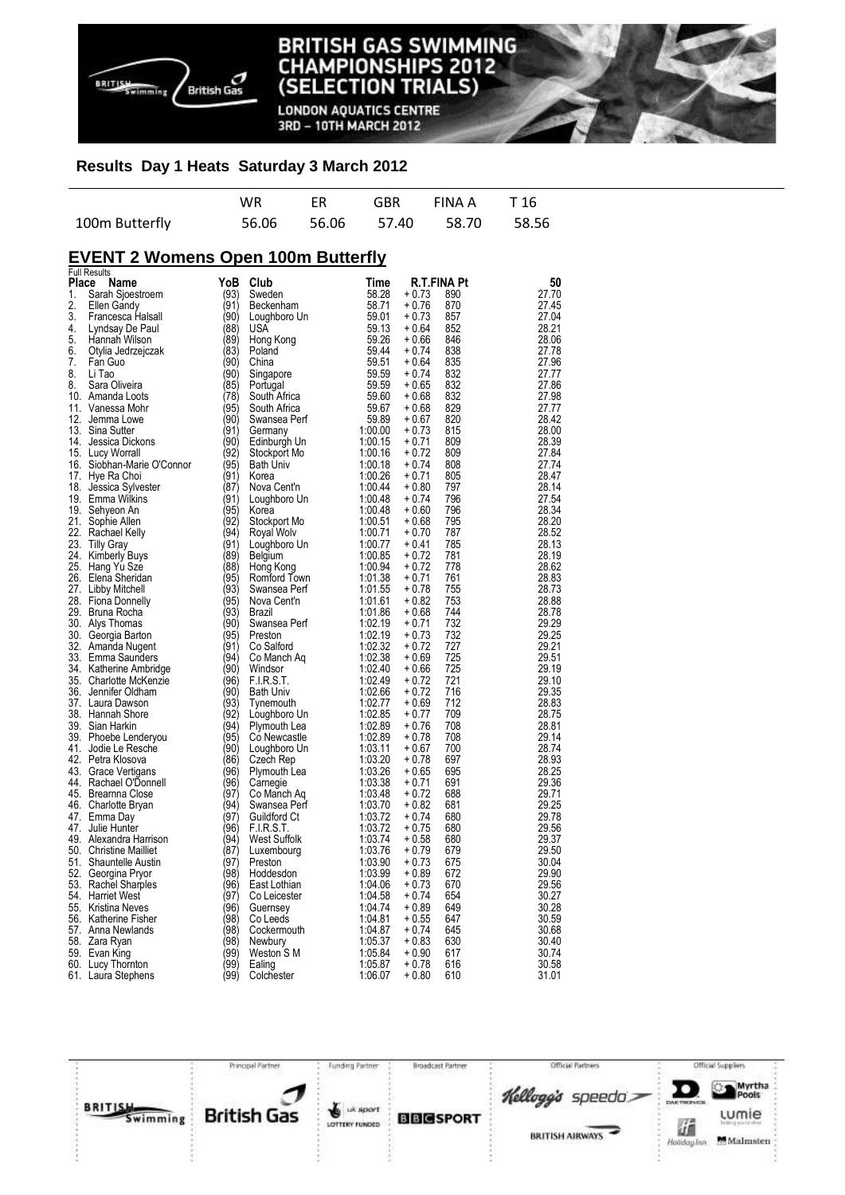# BRITISH GAS SWIMMING CHAMPIONSHIPS 2012 (SELECTION TRIALS)

LONDON AQUATICS CENTRE
3RD – 10TH MARCH 2012

## Results Day 1 Heats Saturday 3 March 2012

| | WR | ER | GBR | FINA A | T 16 |
|---|---|---|---|---|---|
| 100m Butterfly | 56.06 | 56.06 | 57.40 | 58.70 | 58.56 |

## EVENT 2 Womens Open 100m Butterfly

Full Results

| Place | Name | YoB | Club | Time | R.T. | FINA Pt | 50 |
|---|---|---|---|---|---|---|---|
| 1. | Sarah Sjoestroem | (93) | Sweden | 58.28 | + 0.73 | 890 | 27.70 |
| 2. | Ellen Gandy | (91) | Beckenham | 58.71 | + 0.76 | 870 | 27.45 |
| 3. | Francesca Halsall | (90) | Loughboro Un | 59.01 | + 0.73 | 857 | 27.04 |
| 4. | Lyndsay De Paul | (88) | USA | 59.13 | + 0.64 | 852 | 28.21 |
| 5. | Hannah Wilson | (89) | Hong Kong | 59.26 | + 0.66 | 846 | 28.06 |
| 6. | Otylia Jedrzejczak | (83) | Poland | 59.44 | + 0.74 | 838 | 27.78 |
| 7. | Fan Guo | (90) | China | 59.51 | + 0.64 | 835 | 27.96 |
| 8. | Li Tao | (90) | Singapore | 59.59 | + 0.74 | 832 | 27.77 |
| 8. | Sara Oliveira | (85) | Portugal | 59.59 | + 0.65 | 832 | 27.86 |
| 10. | Amanda Loots | (78) | South Africa | 59.60 | + 0.68 | 832 | 27.98 |
| 11. | Vanessa Mohr | (95) | South Africa | 59.67 | + 0.68 | 829 | 27.77 |
| 12. | Jemma Lowe | (90) | Swansea Perf | 59.89 | + 0.67 | 820 | 28.42 |
| 13. | Sina Sutter | (91) | Germany | 1:00.00 | + 0.73 | 815 | 28.00 |
| 14. | Jessica Dickons | (90) | Edinburgh Un | 1:00.15 | + 0.71 | 809 | 28.39 |
| 15. | Lucy Worrall | (92) | Stockport Mo | 1:00.16 | + 0.72 | 809 | 27.84 |
| 16. | Siobhan-Marie O'Connor | (95) | Bath Univ | 1:00.18 | + 0.74 | 808 | 27.74 |
| 17. | Hye Ra Choi | (91) | Korea | 1:00.26 | + 0.71 | 805 | 28.47 |
| 18. | Jessica Sylvester | (87) | Nova Cent'n | 1:00.44 | + 0.80 | 797 | 28.14 |
| 19. | Emma Wilkins | (91) | Loughboro Un | 1:00.48 | + 0.74 | 796 | 27.54 |
| 19. | Sehyeon An | (95) | Korea | 1:00.48 | + 0.60 | 796 | 28.34 |
| 21. | Sophie Allen | (92) | Stockport Mo | 1:00.51 | + 0.68 | 795 | 28.20 |
| 22. | Rachael Kelly | (94) | Royal Wolv | 1:00.71 | + 0.70 | 787 | 28.52 |
| 23. | Tilly Gray | (91) | Loughboro Un | 1:00.77 | + 0.41 | 785 | 28.13 |
| 24. | Kimberly Buys | (89) | Belgium | 1:00.85 | + 0.72 | 781 | 28.19 |
| 25. | Hang Yu Sze | (88) | Hong Kong | 1:00.94 | + 0.72 | 778 | 28.62 |
| 26. | Elena Sheridan | (95) | Romford Town | 1:01.38 | + 0.71 | 761 | 28.83 |
| 27. | Libby Mitchell | (93) | Swansea Perf | 1:01.55 | + 0.78 | 755 | 28.73 |
| 28. | Fiona Donnelly | (95) | Nova Cent'n | 1:01.61 | + 0.82 | 753 | 28.88 |
| 29. | Bruna Rocha | (93) | Brazil | 1:01.86 | + 0.68 | 744 | 28.78 |
| 30. | Alys Thomas | (90) | Swansea Perf | 1:02.19 | + 0.71 | 732 | 29.29 |
| 30. | Georgia Barton | (95) | Preston | 1:02.19 | + 0.73 | 732 | 29.25 |
| 32. | Amanda Nugent | (91) | Co Salford | 1:02.32 | + 0.72 | 727 | 29.21 |
| 33. | Emma Saunders | (94) | Co Manch Aq | 1:02.38 | + 0.69 | 725 | 29.51 |
| 34. | Katherine Ambridge | (90) | Windsor | 1:02.40 | + 0.66 | 725 | 29.19 |
| 35. | Charlotte McKenzie | (96) | F.I.R.S.T. | 1:02.49 | + 0.72 | 721 | 29.10 |
| 36. | Jennifer Oldham | (90) | Bath Univ | 1:02.66 | + 0.72 | 716 | 29.35 |
| 37. | Laura Dawson | (93) | Tynemouth | 1:02.77 | + 0.69 | 712 | 28.83 |
| 38. | Hannah Shore | (92) | Loughboro Un | 1:02.85 | + 0.77 | 709 | 28.75 |
| 39. | Sian Harkin | (94) | Plymouth Lea | 1:02.89 | + 0.76 | 708 | 28.81 |
| 39. | Phoebe Lenderyou | (95) | Co Newcastle | 1:02.89 | + 0.78 | 708 | 29.14 |
| 41. | Jodie Le Resche | (90) | Loughboro Un | 1:03.11 | + 0.67 | 700 | 28.74 |
| 42. | Petra Klosova | (86) | Czech Rep | 1:03.20 | + 0.78 | 697 | 28.93 |
| 43. | Grace Vertigans | (96) | Plymouth Lea | 1:03.26 | + 0.65 | 695 | 28.25 |
| 44. | Rachael O'Donnell | (96) | Carnegie | 1:03.38 | + 0.71 | 691 | 29.36 |
| 45. | Brearnna Close | (97) | Co Manch Aq | 1:03.48 | + 0.72 | 688 | 29.71 |
| 46. | Charlotte Bryan | (94) | Swansea Perf | 1:03.70 | + 0.82 | 681 | 29.25 |
| 47. | Emma Day | (97) | Guildford Ct | 1:03.72 | + 0.74 | 680 | 29.78 |
| 47. | Julie Hunter | (96) | F.I.R.S.T. | 1:03.72 | + 0.75 | 680 | 29.56 |
| 49. | Alexandra Harrison | (94) | West Suffolk | 1:03.74 | + 0.58 | 680 | 29.37 |
| 50. | Christine Mailliet | (87) | Luxembourg | 1:03.76 | + 0.79 | 679 | 29.50 |
| 51. | Shauntelle Austin | (97) | Preston | 1:03.90 | + 0.73 | 675 | 30.04 |
| 52. | Georgina Pryor | (98) | Hoddesdon | 1:03.99 | + 0.89 | 672 | 29.90 |
| 53. | Rachel Sharples | (96) | East Lothian | 1:04.06 | + 0.73 | 670 | 29.56 |
| 54. | Harriet West | (97) | Co Leicester | 1:04.58 | + 0.74 | 654 | 30.27 |
| 55. | Kristina Neves | (96) | Guernsey | 1:04.74 | + 0.89 | 649 | 30.28 |
| 56. | Katherine Fisher | (98) | Co Leeds | 1:04.81 | + 0.55 | 647 | 30.59 |
| 57. | Anna Newlands | (98) | Cockermouth | 1:04.87 | + 0.74 | 645 | 30.68 |
| 58. | Zara Ryan | (98) | Newbury | 1:05.37 | + 0.83 | 630 | 30.40 |
| 59. | Evan King | (99) | Weston S M | 1:05.84 | + 0.90 | 617 | 30.74 |
| 60. | Lucy Thornton | (99) | Ealing | 1:05.87 | + 0.78 | 616 | 30.58 |
| 61. | Laura Stephens | (99) | Colchester | 1:06.07 | + 0.80 | 610 | 31.01 |

Principal Partner: British Gas | Funding Partner: UK Sport Lottery Funded | Broadcast Partner: BBC Sport | Official Partners: Kellogg's, Speedo, British Airways | Official Suppliers: Daktronics, Myrtha Pools, Lumie, Holiday Inn, Malmsten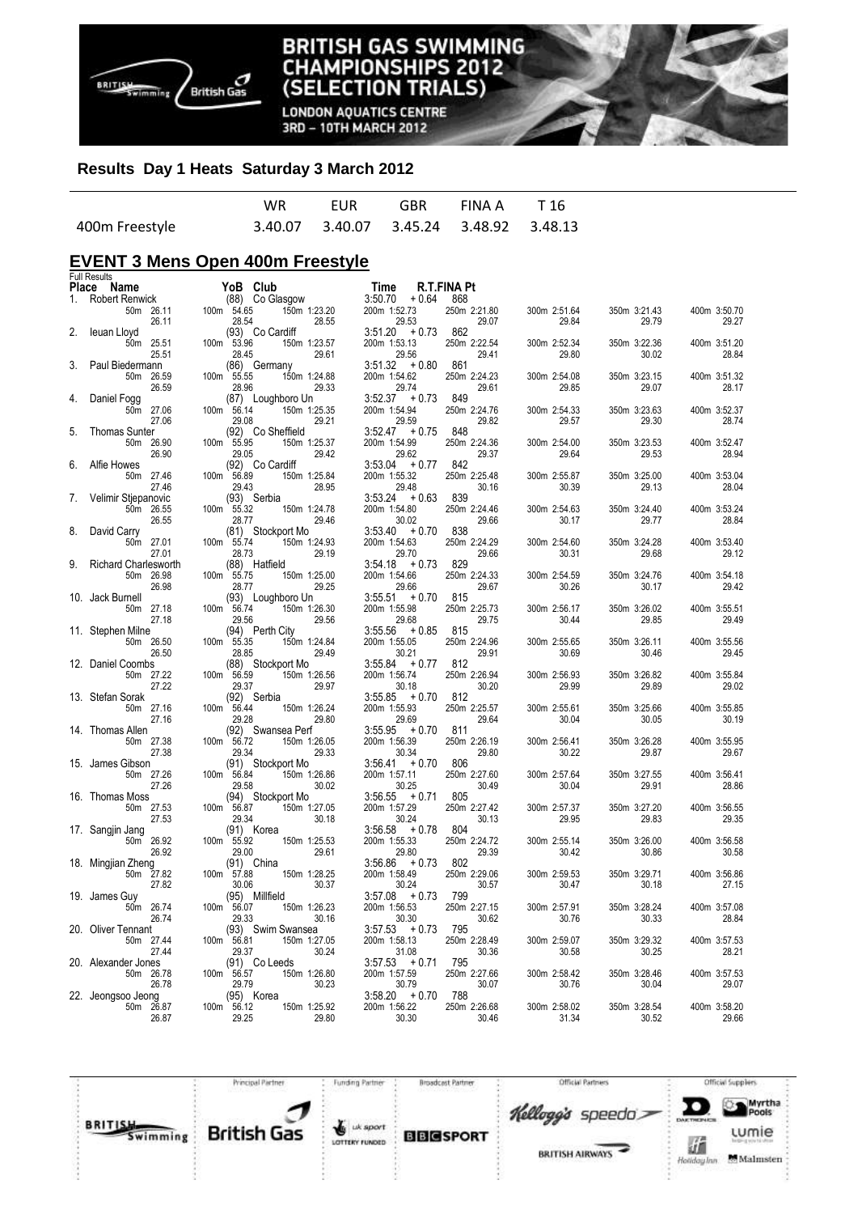# BRITISH GAS SWIMMING CHAMPIONSHIPS 2012 (SELECTION TRIALS)

LONDON AQUATICS CENTRE
3RD – 10TH MARCH 2012

## Results Day 1 Heats Saturday 3 March 2012

| | WR | EUR | GBR | FINA A | T 16 |
|---|---|---|---|---|---|
| 400m Freestyle | 3.40.07 | 3.40.07 | 3.45.24 | 3.48.92 | 3.48.13 |

## EVENT 3 Mens Open 400m Freestyle

Full Results

| Place | Name | YoB | Club | Time | R.T. | FINA Pt |
|---|---|---|---|---|---|---|
| 1. | Robert Renwick | (88) | Co Glasgow | 3:50.70 | +0.64 | 868 |
| | 50m 26.11 / 26.11 | 100m 54.65 / 28.54 | 150m 1:23.20 / 28.55 | 200m 1:52.73 / 29.53 | 250m 2:21.80 / 29.07 | 300m 2:51.64 / 29.84 · 350m 3:21.43 / 29.79 · 400m 3:50.70 / 29.27 |
| 2. | Ieuan Lloyd | (93) | Co Cardiff | 3:51.20 | +0.73 | 862 |
| | 50m 25.51 / 25.51 | 100m 53.96 / 28.45 | 150m 1:23.57 / 29.61 | 200m 1:53.13 / 29.56 | 250m 2:22.54 / 29.41 | 300m 2:52.34 / 29.80 · 350m 3:22.36 / 30.02 · 400m 3:51.20 / 28.84 |
| 3. | Paul Biedermann | (86) | Germany | 3:51.32 | +0.80 | 861 |
| | 50m 26.59 / 26.59 | 100m 55.55 / 28.96 | 150m 1:24.88 / 29.33 | 200m 1:54.62 / 29.74 | 250m 2:24.23 / 29.61 | 300m 2:54.08 / 29.85 · 350m 3:23.15 / 29.07 · 400m 3:51.32 / 28.17 |
| 4. | Daniel Fogg | (87) | Loughboro Un | 3:52.37 | +0.73 | 849 |
| | 50m 27.06 / 27.06 | 100m 56.14 / 29.08 | 150m 1:25.35 / 29.21 | 200m 1:54.94 / 29.59 | 250m 2:24.76 / 29.82 | 300m 2:54.33 / 29.57 · 350m 3:23.63 / 29.30 · 400m 3:52.37 / 28.74 |
| 5. | Thomas Sunter | (92) | Co Sheffield | 3:52.47 | +0.75 | 848 |
| | 50m 26.90 / 26.90 | 100m 55.95 / 29.05 | 150m 1:25.37 / 29.42 | 200m 1:54.99 / 29.62 | 250m 2:24.36 / 29.37 | 300m 2:54.00 / 29.64 · 350m 3:23.53 / 29.53 · 400m 3:52.47 / 28.94 |
| 6. | Alfie Howes | (92) | Co Cardiff | 3:53.04 | +0.77 | 842 |
| | 50m 27.46 / 27.46 | 100m 56.89 / 29.43 | 150m 1:25.84 / 28.95 | 200m 1:55.32 / 29.48 | 250m 2:25.48 / 30.16 | 300m 2:55.87 / 30.39 · 350m 3:25.00 / 29.13 · 400m 3:53.04 / 28.04 |
| 7. | Velimir Stjepanovic | (93) | Serbia | 3:53.24 | +0.63 | 839 |
| | 50m 26.55 / 26.55 | 100m 55.32 / 28.77 | 150m 1:24.78 / 29.46 | 200m 1:54.80 / 30.02 | 250m 2:24.46 / 29.66 | 300m 2:54.63 / 30.17 · 350m 3:24.40 / 29.77 · 400m 3:53.24 / 28.84 |
| 8. | David Carry | (81) | Stockport Mo | 3:53.40 | +0.70 | 838 |
| | 50m 27.01 / 27.01 | 100m 55.74 / 28.73 | 150m 1:24.93 / 29.19 | 200m 1:54.63 / 29.70 | 250m 2:24.29 / 29.66 | 300m 2:54.60 / 30.31 · 350m 3:24.28 / 29.68 · 400m 3:53.40 / 29.12 |
| 9. | Richard Charlesworth | (88) | Hatfield | 3:54.18 | +0.73 | 829 |
| | 50m 26.98 / 26.98 | 100m 55.75 / 28.77 | 150m 1:25.00 / 29.25 | 200m 1:54.66 / 29.66 | 250m 2:24.33 / 29.67 | 300m 2:54.59 / 30.26 · 350m 3:24.76 / 30.17 · 400m 3:54.18 / 29.42 |
| 10. | Jack Burnell | (93) | Loughboro Un | 3:55.51 | +0.70 | 815 |
| | 50m 27.18 / 27.18 | 100m 56.74 / 29.56 | 150m 1:26.30 / 29.56 | 200m 1:55.98 / 29.68 | 250m 2:25.73 / 29.75 | 300m 2:56.17 / 30.44 · 350m 3:26.02 / 29.85 · 400m 3:55.51 / 29.49 |
| 11. | Stephen Milne | (94) | Perth City | 3:55.56 | +0.85 | 815 |
| | 50m 26.50 / 26.50 | 100m 55.35 / 28.85 | 150m 1:24.84 / 29.49 | 200m 1:55.05 / 30.21 | 250m 2:24.96 / 29.91 | 300m 2:55.65 / 30.69 · 350m 3:26.11 / 30.46 · 400m 3:55.56 / 29.45 |
| 12. | Daniel Coombs | (88) | Stockport Mo | 3:55.84 | +0.77 | 812 |
| | 50m 27.22 / 27.22 | 100m 56.59 / 29.37 | 150m 1:26.56 / 29.97 | 200m 1:56.74 / 30.18 | 250m 2:26.94 / 30.20 | 300m 2:56.93 / 29.99 · 350m 3:26.82 / 29.89 · 400m 3:55.84 / 29.02 |
| 13. | Stefan Sorak | (92) | Serbia | 3:55.85 | +0.70 | 812 |
| | 50m 27.16 / 27.16 | 100m 56.44 / 29.28 | 150m 1:26.24 / 29.80 | 200m 1:55.93 / 29.69 | 250m 2:25.57 / 29.64 | 300m 2:55.61 / 30.04 · 350m 3:25.66 / 30.05 · 400m 3:55.85 / 30.19 |
| 14. | Thomas Allen | (92) | Swansea Perf | 3:55.95 | +0.70 | 811 |
| | 50m 27.38 / 27.38 | 100m 56.72 / 29.34 | 150m 1:26.05 / 29.33 | 200m 1:56.39 / 30.34 | 250m 2:26.19 / 29.80 | 300m 2:56.41 / 30.22 · 350m 3:26.28 / 29.87 · 400m 3:55.95 / 29.67 |
| 15. | James Gibson | (91) | Stockport Mo | 3:56.41 | +0.70 | 806 |
| | 50m 27.26 / 27.26 | 100m 56.84 / 29.58 | 150m 1:26.86 / 30.02 | 200m 1:57.11 / 30.25 | 250m 2:27.60 / 30.49 | 300m 2:57.64 / 30.04 · 350m 3:27.55 / 29.91 · 400m 3:56.41 / 28.86 |
| 16. | Thomas Moss | (94) | Stockport Mo | 3:56.55 | +0.71 | 805 |
| | 50m 27.53 / 27.53 | 100m 56.87 / 29.34 | 150m 1:27.05 / 30.18 | 200m 1:57.29 / 30.24 | 250m 2:27.42 / 30.13 | 300m 2:57.37 / 29.95 · 350m 3:27.20 / 29.83 · 400m 3:56.55 / 29.35 |
| 17. | Sangjin Jang | (91) | Korea | 3:56.58 | +0.78 | 804 |
| | 50m 26.92 / 26.92 | 100m 55.92 / 29.00 | 150m 1:25.53 / 29.61 | 200m 1:55.33 / 29.80 | 250m 2:24.72 / 29.39 | 300m 2:55.14 / 30.42 · 350m 3:26.00 / 30.86 · 400m 3:56.58 / 30.58 |
| 18. | Mingjian Zheng | (91) | China | 3:56.86 | +0.73 | 802 |
| | 50m 27.82 / 27.82 | 100m 57.88 / 30.06 | 150m 1:28.25 / 30.37 | 200m 1:58.49 / 30.24 | 250m 2:29.06 / 30.57 | 300m 2:59.53 / 30.47 · 350m 3:29.71 / 30.18 · 400m 3:56.86 / 27.15 |
| 19. | James Guy | (95) | Millfield | 3:57.08 | +0.73 | 799 |
| | 50m 26.74 / 26.74 | 100m 56.07 / 29.33 | 150m 1:26.23 / 30.16 | 200m 1:56.53 / 30.30 | 250m 2:27.15 / 30.62 | 300m 2:57.91 / 30.76 · 350m 3:28.24 / 30.33 · 400m 3:57.08 / 28.84 |
| 20. | Oliver Tennant | (93) | Swim Swansea | 3:57.53 | +0.73 | 795 |
| | 50m 27.44 / 27.44 | 100m 56.81 / 29.37 | 150m 1:27.05 / 30.24 | 200m 1:58.13 / 31.08 | 250m 2:28.49 / 30.36 | 300m 2:59.07 / 30.58 · 350m 3:29.32 / 30.25 · 400m 3:57.53 / 28.21 |
| 20. | Alexander Jones | (91) | Co Leeds | 3:57.53 | +0.71 | 795 |
| | 50m 26.78 / 26.78 | 100m 56.57 / 29.79 | 150m 1:26.80 / 30.23 | 200m 1:57.59 / 30.79 | 250m 2:27.66 / 30.07 | 300m 2:58.42 / 30.76 · 350m 3:28.46 / 30.04 · 400m 3:57.53 / 29.07 |
| 22. | Jeongsoo Jeong | (95) | Korea | 3:58.20 | +0.70 | 788 |
| | 50m 26.87 / 26.87 | 100m 56.12 / 29.25 | 150m 1:25.92 / 29.80 | 200m 1:56.22 / 30.30 | 250m 2:26.68 / 30.46 | 300m 2:58.02 / 31.34 · 350m 3:28.54 / 30.52 · 400m 3:58.20 / 29.66 |

Principal Partner: British Gas · Funding Partner: uk sport Lottery Funded · Broadcast Partner: BBC Sport · Official Partners: Kellogg's, speedo, British Airways · Official Suppliers: Daktronics, Myrtha Pools, Lumie, Holiday Inn, Malmsten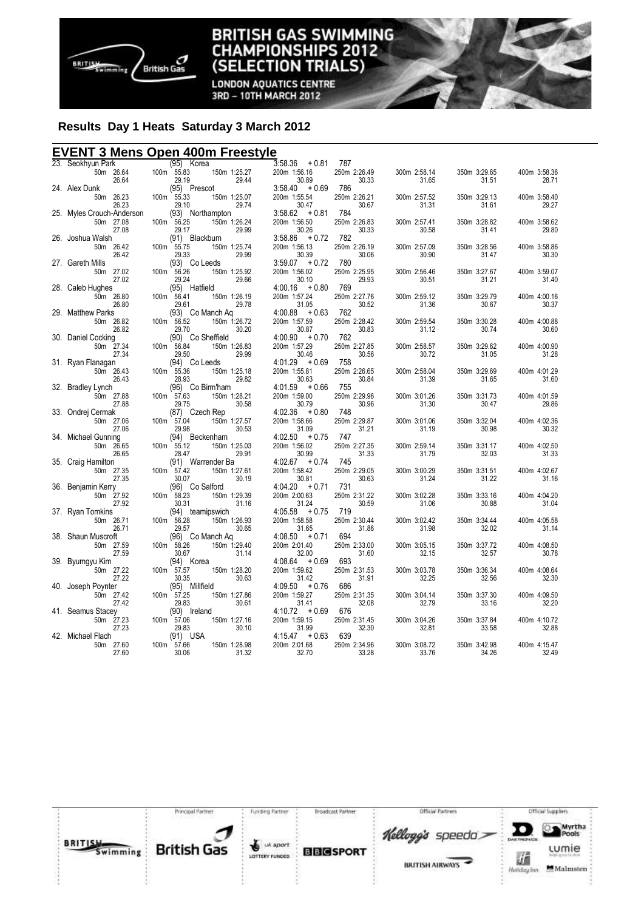## Results Day 1 Heats Saturday 3 March 2012

### EVENT 3 Mens Open 400m Freestyle

| Place | Name | YoB | Club | Time | Reaction | Points |
|---|---|---|---|---|---|---|
| 23. | Seokhyun Park | (95) | Korea | 3:58.36 | +0.81 | 787 |
| | 50m 26.64 / 26.64 | 100m 55.83 / 29.19 | 150m 1:25.27 / 29.44 | 200m 1:56.16 / 30.89 | 250m 2:26.49 / 30.33 | 300m 2:58.14 / 31.65 | 350m 3:29.65 / 31.51 | 400m 3:58.36 / 28.71 |
| 24. | Alex Dunk | (95) | Prescot | 3:58.40 | +0.69 | 786 |
| | 50m 26.23 / 26.23 | 100m 55.33 / 29.10 | 150m 1:25.07 / 29.74 | 200m 1:55.54 / 30.47 | 250m 2:26.21 / 30.67 | 300m 2:57.52 / 31.31 | 350m 3:29.13 / 31.61 | 400m 3:58.40 / 29.27 |
| 25. | Myles Crouch-Anderson | (93) | Northampton | 3:58.62 | +0.81 | 784 |
| | 50m 27.08 / 27.08 | 100m 56.25 / 29.17 | 150m 1:26.24 / 29.99 | 200m 1:56.50 / 30.26 | 250m 2:26.83 / 30.33 | 300m 2:57.41 / 30.58 | 350m 3:28.82 / 31.41 | 400m 3:58.62 / 29.80 |
| 26. | Joshua Walsh | (91) | Blackburn | 3:58.86 | +0.72 | 782 |
| | 50m 26.42 / 26.42 | 100m 55.75 / 29.33 | 150m 1:25.74 / 29.99 | 200m 1:56.13 / 30.39 | 250m 2:26.19 / 30.06 | 300m 2:57.09 / 30.90 | 350m 3:28.56 / 31.47 | 400m 3:58.86 / 30.30 |
| 27. | Gareth Mills | (93) | Co Leeds | 3:59.07 | +0.72 | 780 |
| | 50m 27.02 / 27.02 | 100m 56.26 / 29.24 | 150m 1:25.92 / 29.66 | 200m 1:56.02 / 30.10 | 250m 2:25.95 / 29.93 | 300m 2:56.46 / 30.51 | 350m 3:27.67 / 31.21 | 400m 3:59.07 / 31.40 |
| 28. | Caleb Hughes | (95) | Hatfield | 4:00.16 | +0.80 | 769 |
| | 50m 26.80 / 26.80 | 100m 56.41 / 29.61 | 150m 1:26.19 / 29.78 | 200m 1:57.24 / 31.05 | 250m 2:27.76 / 30.52 | 300m 2:59.12 / 31.36 | 350m 3:29.79 / 30.67 | 400m 4:00.16 / 30.37 |
| 29. | Matthew Parks | (93) | Co Manch Aq | 4:00.88 | +0.63 | 762 |
| | 50m 26.82 / 26.82 | 100m 56.52 / 29.70 | 150m 1:26.72 / 30.20 | 200m 1:57.59 / 30.87 | 250m 2:28.42 / 30.83 | 300m 2:59.54 / 31.12 | 350m 3:30.28 / 30.74 | 400m 4:00.88 / 30.60 |
| 30. | Daniel Cocking | (90) | Co Sheffield | 4:00.90 | +0.70 | 762 |
| | 50m 27.34 / 27.34 | 100m 56.84 / 29.50 | 150m 1:26.83 / 29.99 | 200m 1:57.29 / 30.46 | 250m 2:27.85 / 30.56 | 300m 2:58.57 / 30.72 | 350m 3:29.62 / 31.05 | 400m 4:00.90 / 31.28 |
| 31. | Ryan Flanagan | (94) | Co Leeds | 4:01.29 | +0.69 | 758 |
| | 50m 26.43 / 26.43 | 100m 55.36 / 28.93 | 150m 1:25.18 / 29.82 | 200m 1:55.81 / 30.63 | 250m 2:26.65 / 30.84 | 300m 2:58.04 / 31.39 | 350m 3:29.69 / 31.65 | 400m 4:01.29 / 31.60 |
| 32. | Bradley Lynch | (96) | Co Birm'ham | 4:01.59 | +0.66 | 755 |
| | 50m 27.88 / 27.88 | 100m 57.63 / 29.75 | 150m 1:28.21 / 30.58 | 200m 1:59.00 / 30.79 | 250m 2:29.96 / 30.96 | 300m 3:01.26 / 31.30 | 350m 3:31.73 / 30.47 | 400m 4:01.59 / 29.86 |
| 33. | Ondrej Cermak | (87) | Czech Rep | 4:02.36 | +0.80 | 748 |
| | 50m 27.06 / 27.06 | 100m 57.04 / 29.98 | 150m 1:27.57 / 30.53 | 200m 1:58.66 / 31.09 | 250m 2:29.87 / 31.21 | 300m 3:01.06 / 31.19 | 350m 3:32.04 / 30.98 | 400m 4:02.36 / 30.32 |
| 34. | Michael Gunning | (94) | Beckenham | 4:02.50 | +0.75 | 747 |
| | 50m 26.65 / 26.65 | 100m 55.12 / 28.47 | 150m 1:25.03 / 29.91 | 200m 1:56.02 / 30.99 | 250m 2:27.35 / 31.33 | 300m 2:59.14 / 31.79 | 350m 3:31.17 / 32.03 | 400m 4:02.50 / 31.33 |
| 35. | Craig Hamilton | (91) | Warrender Ba | 4:02.67 | +0.74 | 745 |
| | 50m 27.35 / 27.35 | 100m 57.42 / 30.07 | 150m 1:27.61 / 30.19 | 200m 1:58.42 / 30.81 | 250m 2:29.05 / 30.63 | 300m 3:00.29 / 31.24 | 350m 3:31.51 / 31.22 | 400m 4:02.67 / 31.16 |
| 36. | Benjamin Kerry | (96) | Co Salford | 4:04.20 | +0.71 | 731 |
| | 50m 27.92 / 27.92 | 100m 58.23 / 30.31 | 150m 1:29.39 / 31.16 | 200m 2:00.63 / 31.24 | 250m 2:31.22 / 30.59 | 300m 3:02.28 / 31.06 | 350m 3:33.16 / 30.88 | 400m 4:04.20 / 31.04 |
| 37. | Ryan Tomkins | (94) | teamipswich | 4:05.58 | +0.75 | 719 |
| | 50m 26.71 / 26.71 | 100m 56.28 / 29.57 | 150m 1:26.93 / 30.65 | 200m 1:58.58 / 31.65 | 250m 2:30.44 / 31.86 | 300m 3:02.42 / 31.98 | 350m 3:34.44 / 32.02 | 400m 4:05.58 / 31.14 |
| 38. | Shaun Muscroft | (96) | Co Manch Aq | 4:08.50 | +0.71 | 694 |
| | 50m 27.59 / 27.59 | 100m 58.26 / 30.67 | 150m 1:29.40 / 31.14 | 200m 2:01.40 / 32.00 | 250m 2:33.00 / 31.60 | 300m 3:05.15 / 32.15 | 350m 3:37.72 / 32.57 | 400m 4:08.50 / 30.78 |
| 39. | Byumgyu Kim | (94) | Korea | 4:08.64 | +0.69 | 693 |
| | 50m 27.22 / 27.22 | 100m 57.57 / 30.35 | 150m 1:28.20 / 30.63 | 200m 1:59.62 / 31.42 | 250m 2:31.53 / 31.91 | 300m 3:03.78 / 32.25 | 350m 3:36.34 / 32.56 | 400m 4:08.64 / 32.30 |
| 40. | Joseph Poynter | (95) | Millfield | 4:09.50 | +0.76 | 686 |
| | 50m 27.42 / 27.42 | 100m 57.25 / 29.83 | 150m 1:27.86 / 30.61 | 200m 1:59.27 / 31.41 | 250m 2:31.35 / 32.08 | 300m 3:04.14 / 32.79 | 350m 3:37.30 / 33.16 | 400m 4:09.50 / 32.20 |
| 41. | Seamus Stacey | (90) | Ireland | 4:10.72 | +0.69 | 676 |
| | 50m 27.23 / 27.23 | 100m 57.06 / 29.83 | 150m 1:27.16 / 30.10 | 200m 1:59.15 / 31.99 | 250m 2:31.45 / 32.30 | 300m 3:04.26 / 32.81 | 350m 3:37.84 / 33.58 | 400m 4:10.72 / 32.88 |
| 42. | Michael Flach | (91) | USA | 4:15.47 | +0.63 | 639 |
| | 50m 27.60 / 27.60 | 100m 57.66 / 30.06 | 150m 1:28.98 / 31.32 | 200m 2:01.68 / 32.70 | 250m 2:34.96 / 33.28 | 300m 3:08.72 / 33.76 | 350m 3:42.98 / 34.26 | 400m 4:15.47 / 32.49 |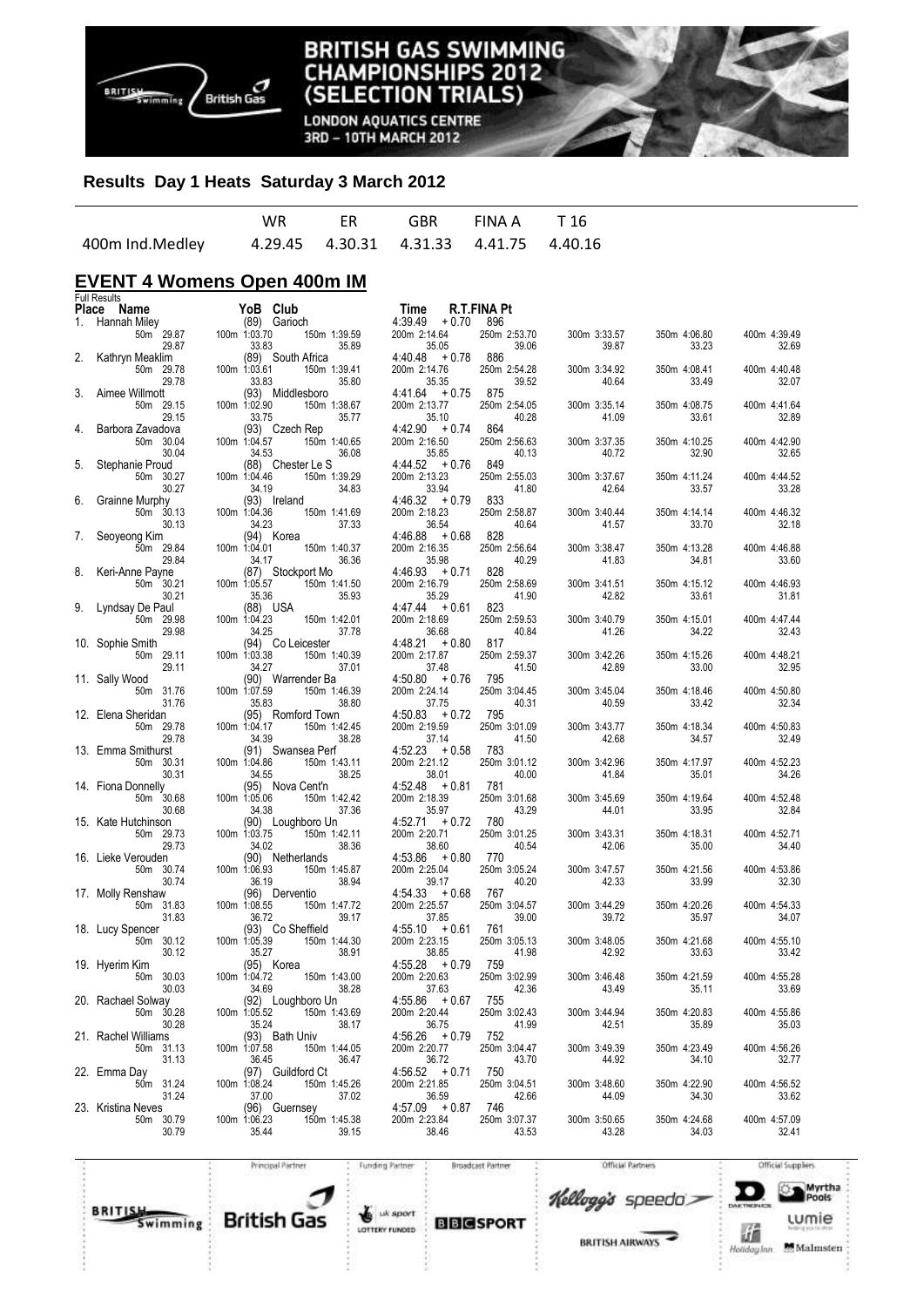# BRITISH GAS SWIMMING CHAMPIONSHIPS 2012 (SELECTION TRIALS)

LONDON AQUATICS CENTRE
3RD – 10TH MARCH 2012

## Results Day 1 Heats Saturday 3 March 2012

| | WR | ER | GBR | FINA A | T 16 |
|---|---|---|---|---|---|
| 400m Ind.Medley | 4.29.45 | 4.30.31 | 4.31.33 | 4.41.75 | 4.40.16 |

## EVENT 4 Womens Open 400m IM

Full Results

| Place | Name | YoB | Club | Time | R.T. | FINA Pt |
|---|---|---|---|---|---|---|
| 1. | Hannah Miley | (89) | Garioch | 4:39.49 | +0.70 | 896 |
| | 50m 29.87 / 29.87 | 100m 1:03.70 / 33.83 | 150m 1:39.59 / 35.89 | 200m 2:14.64 / 35.05 | 250m 2:53.70 / 39.06 | 300m 3:33.57 / 39.87 | 350m 4:06.80 / 33.23 | 400m 4:39.49 / 32.69 |
| 2. | Kathryn Meaklim | (89) | South Africa | 4:40.48 | +0.78 | 886 |
| | 50m 29.78 / 29.78 | 100m 1:03.61 / 33.83 | 150m 1:39.41 / 35.80 | 200m 2:14.76 / 35.35 | 250m 2:54.28 / 39.52 | 300m 3:34.92 / 40.64 | 350m 4:08.41 / 33.49 | 400m 4:40.48 / 32.07 |
| 3. | Aimee Willmott | (93) | Middlesboro | 4:41.64 | +0.75 | 875 |
| | 50m 29.15 / 29.15 | 100m 1:02.90 / 33.75 | 150m 1:38.67 / 35.77 | 200m 2:13.77 / 35.10 | 250m 2:54.05 / 40.28 | 300m 3:35.14 / 41.09 | 350m 4:08.75 / 33.61 | 400m 4:41.64 / 32.89 |
| 4. | Barbora Zavadova | (93) | Czech Rep | 4:42.90 | +0.74 | 864 |
| | 50m 30.04 / 30.04 | 100m 1:04.57 / 34.53 | 150m 1:40.65 / 36.08 | 200m 2:16.50 / 35.85 | 250m 2:56.63 / 40.13 | 300m 3:37.35 / 40.72 | 350m 4:10.25 / 32.90 | 400m 4:42.90 / 32.65 |
| 5. | Stephanie Proud | (88) | Chester Le S | 4:44.52 | +0.76 | 849 |
| | 50m 30.27 / 30.27 | 100m 1:04.46 / 34.19 | 150m 1:39.29 / 34.83 | 200m 2:13.23 / 33.94 | 250m 2:55.03 / 41.80 | 300m 3:37.67 / 42.64 | 350m 4:11.24 / 33.57 | 400m 4:44.52 / 33.28 |
| 6. | Grainne Murphy | (93) | Ireland | 4:46.32 | +0.79 | 833 |
| | 50m 30.13 / 30.13 | 100m 1:04.36 / 34.23 | 150m 1:41.69 / 37.33 | 200m 2:18.23 / 36.54 | 250m 2:58.87 / 40.64 | 300m 3:40.44 / 41.57 | 350m 4:14.14 / 33.70 | 400m 4:46.32 / 32.18 |
| 7. | Seoyeong Kim | (94) | Korea | 4:46.88 | +0.68 | 828 |
| | 50m 29.84 / 29.84 | 100m 1:04.01 / 34.17 | 150m 1:40.37 / 36.36 | 200m 2:16.35 / 35.98 | 250m 2:56.64 / 40.29 | 300m 3:38.47 / 41.83 | 350m 4:13.28 / 34.81 | 400m 4:46.88 / 33.60 |
| 8. | Keri-Anne Payne | (87) | Stockport Mo | 4:46.93 | +0.71 | 828 |
| | 50m 30.21 / 30.21 | 100m 1:05.57 / 35.36 | 150m 1:41.50 / 35.93 | 200m 2:16.79 / 35.29 | 250m 2:58.69 / 41.90 | 300m 3:41.51 / 42.82 | 350m 4:15.12 / 33.61 | 400m 4:46.93 / 31.81 |
| 9. | Lyndsay De Paul | (88) | USA | 4:47.44 | +0.61 | 823 |
| | 50m 29.98 / 29.98 | 100m 1:04.23 / 34.25 | 150m 1:42.01 / 37.78 | 200m 2:18.69 / 36.68 | 250m 2:59.53 / 40.84 | 300m 3:40.79 / 41.26 | 350m 4:15.01 / 34.22 | 400m 4:47.44 / 32.43 |
| 10. | Sophie Smith | (94) | Co Leicester | 4:48.21 | +0.80 | 817 |
| | 50m 29.11 / 29.11 | 100m 1:03.38 / 34.27 | 150m 1:40.39 / 37.01 | 200m 2:17.87 / 37.48 | 250m 2:59.37 / 41.50 | 300m 3:42.26 / 42.89 | 350m 4:15.26 / 33.00 | 400m 4:48.21 / 32.95 |
| 11. | Sally Wood | (90) | Warrender Ba | 4:50.80 | +0.76 | 795 |
| | 50m 31.76 / 31.76 | 100m 1:07.59 / 35.83 | 150m 1:46.39 / 38.80 | 200m 2:24.14 / 37.75 | 250m 3:04.45 / 40.31 | 300m 3:45.04 / 40.59 | 350m 4:18.46 / 33.42 | 400m 4:50.80 / 32.34 |
| 12. | Elena Sheridan | (95) | Romford Town | 4:50.83 | +0.72 | 795 |
| | 50m 29.78 / 29.78 | 100m 1:04.17 / 34.39 | 150m 1:42.45 / 38.28 | 200m 2:19.59 / 37.14 | 250m 3:01.09 / 41.50 | 300m 3:43.77 / 42.68 | 350m 4:18.34 / 34.57 | 400m 4:50.83 / 32.49 |
| 13. | Emma Smithurst | (91) | Swansea Perf | 4:52.23 | +0.58 | 783 |
| | 50m 30.31 / 30.31 | 100m 1:04.86 / 34.55 | 150m 1:43.11 / 38.25 | 200m 2:21.12 / 38.01 | 250m 3:01.12 / 40.00 | 300m 3:42.96 / 41.84 | 350m 4:17.97 / 35.01 | 400m 4:52.23 / 34.26 |
| 14. | Fiona Donnelly | (95) | Nova Cent'n | 4:52.48 | +0.81 | 781 |
| | 50m 30.68 / 30.68 | 100m 1:05.06 / 34.38 | 150m 1:42.42 / 37.36 | 200m 2:18.39 / 35.97 | 250m 3:01.68 / 43.29 | 300m 3:45.69 / 44.01 | 350m 4:19.64 / 33.95 | 400m 4:52.48 / 32.84 |
| 15. | Kate Hutchinson | (90) | Loughboro Un | 4:52.71 | +0.72 | 780 |
| | 50m 29.73 / 29.73 | 100m 1:03.75 / 34.02 | 150m 1:42.11 / 38.36 | 200m 2:20.71 / 38.60 | 250m 3:01.25 / 40.54 | 300m 3:43.31 / 42.06 | 350m 4:18.31 / 35.00 | 400m 4:52.71 / 34.40 |
| 16. | Lieke Verouden | (90) | Netherlands | 4:53.86 | +0.80 | 770 |
| | 50m 30.74 / 30.74 | 100m 1:06.93 / 36.19 | 150m 1:45.87 / 38.94 | 200m 2:25.04 / 39.17 | 250m 3:05.24 / 40.20 | 300m 3:47.57 / 42.33 | 350m 4:21.56 / 33.99 | 400m 4:53.86 / 32.30 |
| 17. | Molly Renshaw | (96) | Derventio | 4:54.33 | +0.68 | 767 |
| | 50m 31.83 / 31.83 | 100m 1:08.55 / 36.72 | 150m 1:47.72 / 39.17 | 200m 2:25.57 / 37.85 | 250m 3:04.57 / 39.00 | 300m 3:44.29 / 39.72 | 350m 4:20.26 / 35.97 | 400m 4:54.33 / 34.07 |
| 18. | Lucy Spencer | (93) | Co Sheffield | 4:55.10 | +0.61 | 761 |
| | 50m 30.12 / 30.12 | 100m 1:05.39 / 35.27 | 150m 1:44.30 / 38.91 | 200m 2:23.15 / 38.85 | 250m 3:05.13 / 41.98 | 300m 3:48.05 / 42.92 | 350m 4:21.68 / 33.63 | 400m 4:55.10 / 33.42 |
| 19. | Hyerim Kim | (95) | Korea | 4:55.28 | +0.79 | 759 |
| | 50m 30.03 / 30.03 | 100m 1:04.72 / 34.69 | 150m 1:43.00 / 38.28 | 200m 2:20.63 / 37.63 | 250m 3:02.99 / 42.36 | 300m 3:46.48 / 43.49 | 350m 4:21.59 / 35.11 | 400m 4:55.28 / 33.69 |
| 20. | Rachael Solway | (92) | Loughboro Un | 4:55.86 | +0.67 | 755 |
| | 50m 30.28 / 30.28 | 100m 1:05.52 / 35.24 | 150m 1:43.69 / 38.17 | 200m 2:20.44 / 36.75 | 250m 3:02.43 / 41.99 | 300m 3:44.94 / 42.51 | 350m 4:20.83 / 35.89 | 400m 4:55.86 / 35.03 |
| 21. | Rachel Williams | (93) | Bath Univ | 4:56.26 | +0.79 | 752 |
| | 50m 31.13 / 31.13 | 100m 1:07.58 / 36.45 | 150m 1:44.05 / 36.47 | 200m 2:20.77 / 36.72 | 250m 3:04.47 / 43.70 | 300m 3:49.39 / 44.92 | 350m 4:23.49 / 34.10 | 400m 4:56.26 / 32.77 |
| 22. | Emma Day | (97) | Guildford Ct | 4:56.52 | +0.71 | 750 |
| | 50m 31.24 / 31.24 | 100m 1:08.24 / 37.00 | 150m 1:45.26 / 37.02 | 200m 2:21.85 / 36.59 | 250m 3:04.51 / 42.66 | 300m 3:48.60 / 44.09 | 350m 4:22.90 / 34.30 | 400m 4:56.52 / 33.62 |
| 23. | Kristina Neves | (96) | Guernsey | 4:57.09 | +0.87 | 746 |
| | 50m 30.79 / 30.79 | 100m 1:06.23 / 35.44 | 150m 1:45.38 / 39.15 | 200m 2:23.84 / 38.46 | 250m 3:07.37 / 43.53 | 300m 3:50.65 / 43.28 | 350m 4:24.68 / 34.03 | 400m 4:57.09 / 32.41 |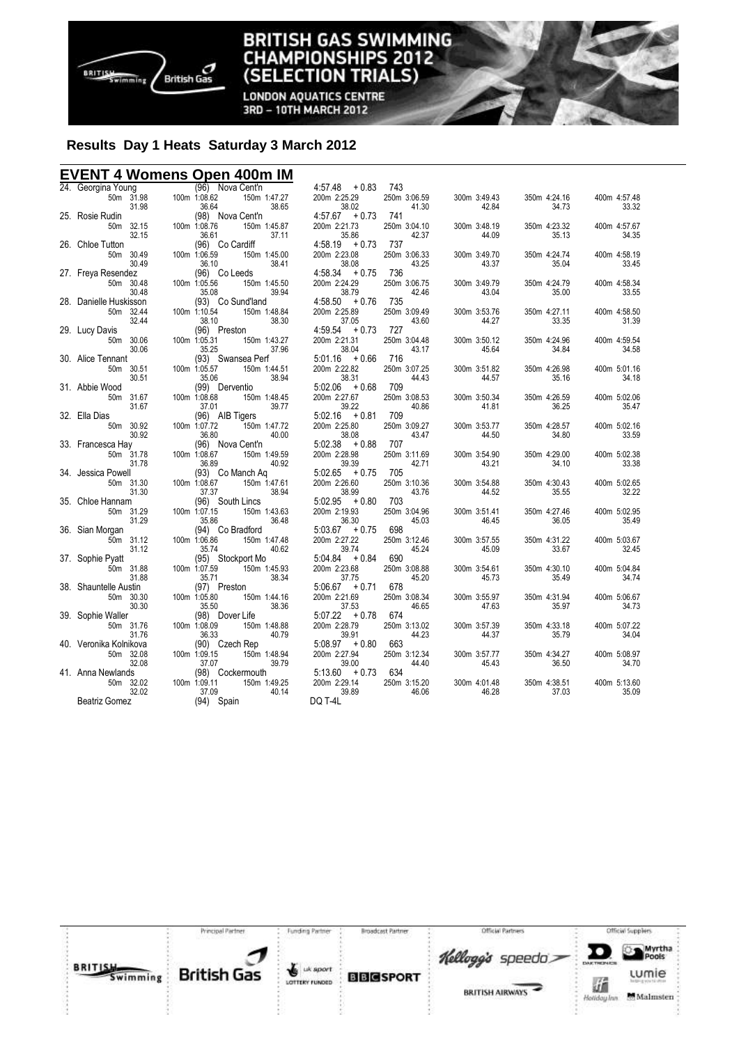# BRITISH GAS SWIMMING CHAMPIONSHIPS 2012 (SELECTION TRIALS)

LONDON AQUATICS CENTRE
3RD – 10TH MARCH 2012

## Results Day 1 Heats Saturday 3 March 2012

### EVENT 4 Womens Open 400m IM

| Place | Name | YoB | Club | Time | Reaction | Points |
|---|---|---|---|---|---|---|
| 24. | Georgina Young | (96) | Nova Cent'n | 4:57.48 | +0.83 | 743 |
| | 50m 31.98 | 100m 1:08.62 | 150m 1:47.27 | 200m 2:25.29 | 250m 3:06.59 | 300m 3:49.43 | 350m 4:24.16 | 400m 4:57.48 |
| | 31.98 | 36.64 | 38.65 | 38.02 | 41.30 | 42.84 | 34.73 | 33.32 |
| 25. | Rosie Rudin | (98) | Nova Cent'n | 4:57.67 | +0.73 | 741 |
| | 50m 32.15 | 100m 1:08.76 | 150m 1:45.87 | 200m 2:21.73 | 250m 3:04.10 | 300m 3:48.19 | 350m 4:23.32 | 400m 4:57.67 |
| | 32.15 | 36.61 | 37.11 | 35.86 | 42.37 | 44.09 | 35.13 | 34.35 |
| 26. | Chloe Tutton | (96) | Co Cardiff | 4:58.19 | +0.73 | 737 |
| | 50m 30.49 | 100m 1:06.59 | 150m 1:45.00 | 200m 2:23.08 | 250m 3:06.33 | 300m 3:49.70 | 350m 4:24.74 | 400m 4:58.19 |
| | 30.49 | 36.10 | 38.41 | 38.08 | 43.25 | 43.37 | 35.04 | 33.45 |
| 27. | Freya Resendez | (96) | Co Leeds | 4:58.34 | +0.75 | 736 |
| | 50m 30.48 | 100m 1:05.56 | 150m 1:45.50 | 200m 2:24.29 | 250m 3:06.75 | 300m 3:49.79 | 350m 4:24.79 | 400m 4:58.34 |
| | 30.48 | 35.08 | 39.94 | 38.79 | 42.46 | 43.04 | 35.00 | 33.55 |
| 28. | Danielle Huskisson | (93) | Co Sund'land | 4:58.50 | +0.76 | 735 |
| | 50m 32.44 | 100m 1:10.54 | 150m 1:48.84 | 200m 2:25.89 | 250m 3:09.49 | 300m 3:53.76 | 350m 4:27.11 | 400m 4:58.50 |
| | 32.44 | 38.10 | 38.30 | 37.05 | 43.60 | 44.27 | 33.35 | 31.39 |
| 29. | Lucy Davis | (96) | Preston | 4:59.54 | +0.73 | 727 |
| | 50m 30.06 | 100m 1:05.31 | 150m 1:43.27 | 200m 2:21.31 | 250m 3:04.48 | 300m 3:50.12 | 350m 4:24.96 | 400m 4:59.54 |
| | 30.06 | 35.25 | 37.96 | 38.04 | 43.17 | 45.64 | 34.84 | 34.58 |
| 30. | Alice Tennant | (93) | Swansea Perf | 5:01.16 | +0.66 | 716 |
| | 50m 30.51 | 100m 1:05.57 | 150m 1:44.51 | 200m 2:22.82 | 250m 3:07.25 | 300m 3:51.82 | 350m 4:26.98 | 400m 5:01.16 |
| | 30.51 | 35.06 | 38.94 | 38.31 | 44.43 | 44.57 | 35.16 | 34.18 |
| 31. | Abbie Wood | (99) | Derventio | 5:02.06 | +0.68 | 709 |
| | 50m 31.67 | 100m 1:08.68 | 150m 1:48.45 | 200m 2:27.67 | 250m 3:08.53 | 300m 3:50.34 | 350m 4:26.59 | 400m 5:02.06 |
| | 31.67 | 37.01 | 39.77 | 39.22 | 40.86 | 41.81 | 36.25 | 35.47 |
| 32. | Ella Dias | (96) | AIB Tigers | 5:02.16 | +0.81 | 709 |
| | 50m 30.92 | 100m 1:07.72 | 150m 1:47.72 | 200m 2:25.80 | 250m 3:09.27 | 300m 3:53.77 | 350m 4:28.57 | 400m 5:02.16 |
| | 30.92 | 36.80 | 40.00 | 38.08 | 43.47 | 44.50 | 34.80 | 33.59 |
| 33. | Francesca Hay | (96) | Nova Cent'n | 5:02.38 | +0.88 | 707 |
| | 50m 31.78 | 100m 1:08.67 | 150m 1:49.59 | 200m 2:28.98 | 250m 3:11.69 | 300m 3:54.90 | 350m 4:29.00 | 400m 5:02.38 |
| | 31.78 | 36.89 | 40.92 | 39.39 | 42.71 | 43.21 | 34.10 | 33.38 |
| 34. | Jessica Powell | (93) | Co Manch Aq | 5:02.65 | +0.75 | 705 |
| | 50m 31.30 | 100m 1:08.67 | 150m 1:47.61 | 200m 2:26.60 | 250m 3:10.36 | 300m 3:54.88 | 350m 4:30.43 | 400m 5:02.65 |
| | 31.30 | 37.37 | 38.94 | 38.99 | 43.76 | 44.52 | 35.55 | 32.22 |
| 35. | Chloe Hannam | (96) | South Lincs | 5:02.95 | +0.80 | 703 |
| | 50m 31.29 | 100m 1:07.15 | 150m 1:43.63 | 200m 2:19.93 | 250m 3:04.96 | 300m 3:51.41 | 350m 4:27.46 | 400m 5:02.95 |
| | 31.29 | 35.86 | 36.48 | 36.30 | 45.03 | 46.45 | 36.05 | 35.49 |
| 36. | Sian Morgan | (94) | Co Bradford | 5:03.67 | +0.75 | 698 |
| | 50m 31.12 | 100m 1:06.86 | 150m 1:47.48 | 200m 2:27.22 | 250m 3:12.46 | 300m 3:57.55 | 350m 4:31.22 | 400m 5:03.67 |
| | 31.12 | 35.74 | 40.62 | 39.74 | 45.24 | 45.09 | 33.67 | 32.45 |
| 37. | Sophie Pyatt | (95) | Stockport Mo | 5:04.84 | +0.84 | 690 |
| | 50m 31.88 | 100m 1:07.59 | 150m 1:45.93 | 200m 2:23.68 | 250m 3:08.88 | 300m 3:54.61 | 350m 4:30.10 | 400m 5:04.84 |
| | 31.88 | 35.71 | 38.34 | 37.75 | 45.20 | 45.73 | 35.49 | 34.74 |
| 38. | Shauntelle Austin | (97) | Preston | 5:06.67 | +0.71 | 678 |
| | 50m 30.30 | 100m 1:05.80 | 150m 1:44.16 | 200m 2:21.69 | 250m 3:08.34 | 300m 3:55.97 | 350m 4:31.94 | 400m 5:06.67 |
| | 30.30 | 35.50 | 38.36 | 37.53 | 46.65 | 47.63 | 35.97 | 34.73 |
| 39. | Sophie Waller | (98) | Dover Life | 5:07.22 | +0.78 | 674 |
| | 50m 31.76 | 100m 1:08.09 | 150m 1:48.88 | 200m 2:28.79 | 250m 3:13.02 | 300m 3:57.39 | 350m 4:33.18 | 400m 5:07.22 |
| | 31.76 | 36.33 | 40.79 | 39.91 | 44.23 | 44.37 | 35.79 | 34.04 |
| 40. | Veronika Kolnikova | (90) | Czech Rep | 5:08.97 | +0.80 | 663 |
| | 50m 32.08 | 100m 1:09.15 | 150m 1:48.94 | 200m 2:27.94 | 250m 3:12.34 | 300m 3:57.77 | 350m 4:34.27 | 400m 5:08.97 |
| | 32.08 | 37.07 | 39.79 | 39.00 | 44.40 | 45.43 | 36.50 | 34.70 |
| 41. | Anna Newlands | (98) | Cockermouth | 5:13.60 | +0.73 | 634 |
| | 50m 32.02 | 100m 1:09.11 | 150m 1:49.25 | 200m 2:29.14 | 250m 3:15.20 | 300m 4:01.48 | 350m 4:38.51 | 400m 5:13.60 |
| | 32.02 | 37.09 | 40.14 | 39.89 | 46.06 | 46.28 | 37.03 | 35.09 |
| | Beatriz Gomez | (94) | Spain | DQ T-4L | | |

Principal Partner: British Gas | Funding Partner: UK Sport Lottery Funded | Broadcast Partner: BBC Sport | Official Partners: Kellogg's, Speedo, British Airways | Official Suppliers: Daktronics, Myrtha Pools, Lumie, Holiday Inn, Malmsten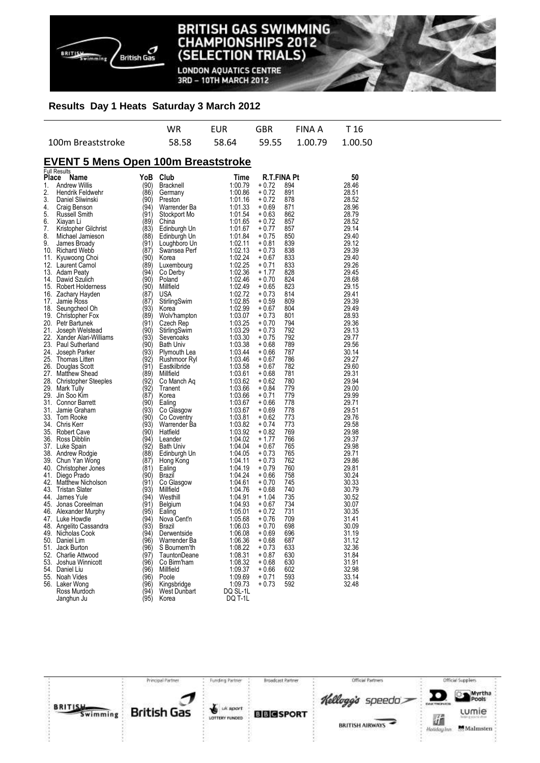## Results Day 1 Heats Saturday 3 March 2012

| | WR | EUR | GBR | FINA A | T 16 |
|---|---|---|---|---|---|
| 100m Breaststroke | 58.58 | 58.64 | 59.55 | 1.00.79 | 1.00.50 |

## EVENT 5 Mens Open 100m Breaststroke

Full Results

| Place | Name | YoB | Club | Time | R.T. | FINA Pt | 50 |
|---|---|---|---|---|---|---|---|
| 1. | Andrew Willis | (90) | Bracknell | 1:00.79 | + 0.72 | 894 | 28.46 |
| 2. | Hendrik Feldwehr | (86) | Germany | 1:00.86 | + 0.72 | 891 | 28.51 |
| 3. | Daniel Sliwinski | (90) | Preston | 1:01.16 | + 0.72 | 878 | 28.52 |
| 4. | Craig Benson | (94) | Warrender Ba | 1:01.33 | + 0.69 | 871 | 28.96 |
| 5. | Russell Smith | (91) | Stockport Mo | 1:01.54 | + 0.63 | 862 | 28.79 |
| 6. | Xiayan Li | (89) | China | 1:01.65 | + 0.72 | 857 | 28.52 |
| 7. | Kristopher Gilchrist | (83) | Edinburgh Un | 1:01.67 | + 0.77 | 857 | 29.14 |
| 8. | Michael Jamieson | (88) | Edinburgh Un | 1:01.84 | + 0.75 | 850 | 29.40 |
| 9. | James Broady | (91) | Loughboro Un | 1:02.11 | + 0.81 | 839 | 29.12 |
| 10. | Richard Webb | (87) | Swansea Perf | 1:02.13 | + 0.73 | 838 | 29.39 |
| 11. | Kyuwoong Choi | (90) | Korea | 1:02.24 | + 0.67 | 833 | 29.40 |
| 12. | Laurent Carnol | (89) | Luxembourg | 1:02.25 | + 0.71 | 833 | 29.26 |
| 13. | Adam Peaty | (94) | Co Derby | 1:02.36 | + 1.77 | 828 | 29.45 |
| 14. | Dawid Szulich | (90) | Poland | 1:02.46 | + 0.70 | 824 | 28.68 |
| 15. | Robert Holderness | (90) | Millfield | 1:02.49 | + 0.65 | 823 | 29.15 |
| 16. | Zachary Hayden | (87) | USA | 1:02.72 | + 0.73 | 814 | 29.41 |
| 17. | Jamie Ross | (87) | StirlingSwim | 1:02.85 | + 0.59 | 809 | 29.39 |
| 18. | Seungcheol Oh | (93) | Korea | 1:02.99 | + 0.67 | 804 | 29.49 |
| 19. | Christopher Fox | (89) | Wolv'hampton | 1:03.07 | + 0.73 | 801 | 28.93 |
| 20. | Petr Bartunek | (91) | Czech Rep | 1:03.25 | + 0.70 | 794 | 29.36 |
| 21. | Joseph Welstead | (90) | StirlingSwim | 1:03.29 | + 0.73 | 792 | 29.13 |
| 22. | Xander Alari-Williams | (93) | Sevenoaks | 1:03.30 | + 0.75 | 792 | 29.77 |
| 23. | Paul Sutherland | (90) | Bath Univ | 1:03.38 | + 0.68 | 789 | 29.56 |
| 24. | Joseph Parker | (93) | Plymouth Lea | 1:03.44 | + 0.66 | 787 | 30.14 |
| 25. | Thomas Litten | (92) | Rushmoor Ryl | 1:03.46 | + 0.67 | 786 | 29.27 |
| 26. | Douglas Scott | (91) | Eastkilbride | 1:03.58 | + 0.67 | 782 | 29.60 |
| 27. | Matthew Shead | (89) | Millfield | 1:03.61 | + 0.68 | 781 | 29.31 |
| 28. | Christopher Steeples | (92) | Co Manch Aq | 1:03.62 | + 0.62 | 780 | 29.94 |
| 29. | Mark Tully | (92) | Tranent | 1:03.66 | + 0.84 | 779 | 29.00 |
| 29. | Jin Soo Kim | (87) | Korea | 1:03.66 | + 0.71 | 779 | 29.99 |
| 31. | Connor Barrett | (90) | Ealing | 1:03.67 | + 0.66 | 778 | 29.71 |
| 31. | Jamie Graham | (93) | Co Glasgow | 1:03.67 | + 0.69 | 778 | 29.51 |
| 33. | Tom Rooke | (90) | Co Coventry | 1:03.81 | + 0.62 | 773 | 29.76 |
| 34. | Chris Kerr | (93) | Warrender Ba | 1:03.82 | + 0.74 | 773 | 29.58 |
| 35. | Robert Cave | (90) | Hatfield | 1:03.92 | + 0.82 | 769 | 29.98 |
| 36. | Ross Dibblin | (94) | Leander | 1:04.02 | + 1.77 | 766 | 29.37 |
| 37. | Luke Spain | (92) | Bath Univ | 1:04.04 | + 0.67 | 765 | 29.98 |
| 38. | Andrew Rodgie | (88) | Edinburgh Un | 1:04.05 | + 0.73 | 765 | 29.71 |
| 39. | Chun Yan Wong | (87) | Hong Kong | 1:04.11 | + 0.73 | 762 | 29.86 |
| 40. | Christopher Jones | (81) | Ealing | 1:04.19 | + 0.79 | 760 | 29.81 |
| 41. | Diego Prado | (90) | Brazil | 1:04.24 | + 0.66 | 758 | 30.24 |
| 42. | Matthew Nicholson | (91) | Co Glasgow | 1:04.61 | + 0.70 | 745 | 30.33 |
| 43. | Tristan Slater | (93) | Millfield | 1:04.76 | + 0.68 | 740 | 30.79 |
| 44. | James Yule | (94) | Westhill | 1:04.91 | + 1.04 | 735 | 30.52 |
| 45. | Jonas Coreelman | (91) | Belgium | 1:04.93 | + 0.67 | 734 | 30.07 |
| 46. | Alexander Murphy | (95) | Ealing | 1:05.01 | + 0.72 | 731 | 30.35 |
| 47. | Luke Howdle | (94) | Nova Cent'n | 1:05.68 | + 0.76 | 709 | 31.41 |
| 48. | Angelito Cassandra | (93) | Brazil | 1:06.03 | + 0.70 | 698 | 30.09 |
| 49. | Nicholas Cook | (94) | Derwentside | 1:06.08 | + 0.69 | 696 | 31.19 |
| 50. | Daniel Lim | (96) | Warrender Ba | 1:06.36 | + 0.68 | 687 | 31.12 |
| 51. | Jack Burton | (96) | S Bournem'th | 1:08.22 | + 0.73 | 633 | 32.36 |
| 52. | Charlie Attwood | (97) | TauntonDeane | 1:08.31 | + 0.87 | 630 | 31.84 |
| 53. | Joshua Winnicott | (96) | Co Birm'ham | 1:08.32 | + 0.68 | 630 | 31.91 |
| 54. | Daniel Liu | (96) | Millfield | 1:09.37 | + 0.66 | 602 | 32.98 |
| 55. | Noah Vides | (96) | Poole | 1:09.69 | + 0.71 | 593 | 33.14 |
| 56. | Laker Wong | (96) | Kingsbridge | 1:09.73 | + 0.73 | 592 | 32.48 |
| | Ross Murdoch | (94) | West Dunbart | DQ SL-1L | | | |
| | Janghun Ju | (95) | Korea | DQ T-1L | | | |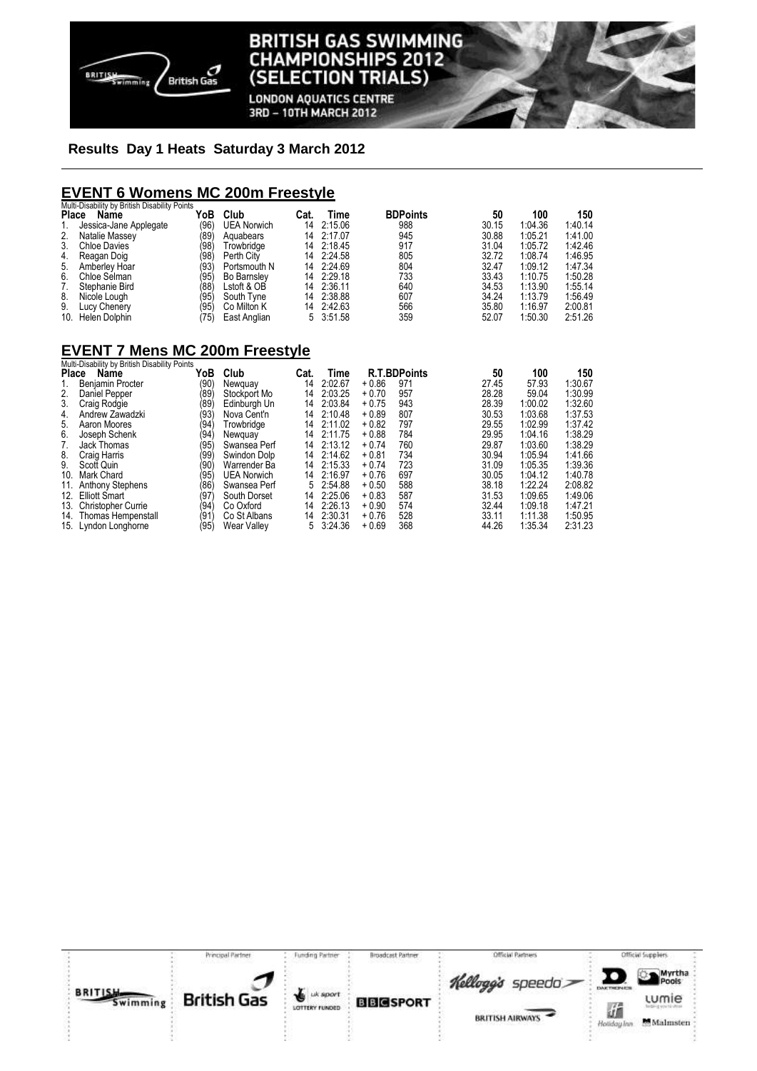**Results Day 1 Heats Saturday 3 March 2012**

## EVENT 6 Womens MC 200m Freestyle

Multi-Disability by British Disability Points

| Place | Name | YoB | Club | Cat. | Time | BDPoints | 50 | 100 | 150 |
|---|---|---|---|---|---|---|---|---|---|
| 1. | Jessica-Jane Applegate | (96) | UEA Norwich | 14 | 2:15.06 | 988 | 30.15 | 1:04.36 | 1:40.14 |
| 2. | Natalie Massey | (89) | Aquabears | 14 | 2:17.07 | 945 | 30.88 | 1:05.21 | 1:41.00 |
| 3. | Chloe Davies | (98) | Trowbridge | 14 | 2:18.45 | 917 | 31.04 | 1:05.72 | 1:42.46 |
| 4. | Reagan Doig | (98) | Perth City | 14 | 2:24.58 | 805 | 32.72 | 1:08.74 | 1:46.95 |
| 5. | Amberley Hoar | (93) | Portsmouth N | 14 | 2:24.69 | 804 | 32.47 | 1:09.12 | 1:47.34 |
| 6. | Chloe Selman | (95) | Bo Barnsley | 14 | 2:29.18 | 733 | 33.43 | 1:10.75 | 1:50.28 |
| 7. | Stephanie Bird | (88) | Lstoft & OB | 14 | 2:36.11 | 640 | 34.53 | 1:13.90 | 1:55.14 |
| 8. | Nicole Lough | (95) | South Tyne | 14 | 2:38.88 | 607 | 34.24 | 1:13.79 | 1:56.49 |
| 9. | Lucy Chenery | (95) | Co Milton K | 14 | 2:42.63 | 566 | 35.80 | 1:16.97 | 2:00.81 |
| 10. | Helen Dolphin | (75) | East Anglian | 5 | 3:51.58 | 359 | 52.07 | 1:50.30 | 2:51.26 |

## EVENT 7 Mens MC 200m Freestyle

Multi-Disability by British Disability Points

| Place | Name | YoB | Club | Cat. | Time | R.T. | BDPoints | 50 | 100 | 150 |
|---|---|---|---|---|---|---|---|---|---|---|
| 1. | Benjamin Procter | (90) | Newquay | 14 | 2:02.67 | + 0.86 | 971 | 27.45 | 57.93 | 1:30.67 |
| 2. | Daniel Pepper | (89) | Stockport Mo | 14 | 2:03.25 | + 0.70 | 957 | 28.28 | 59.04 | 1:30.99 |
| 3. | Craig Rodgie | (89) | Edinburgh Un | 14 | 2:03.84 | + 0.75 | 943 | 28.39 | 1:00.02 | 1:32.60 |
| 4. | Andrew Zawadzki | (93) | Nova Cent'n | 14 | 2:10.48 | + 0.89 | 807 | 30.53 | 1:03.68 | 1:37.53 |
| 5. | Aaron Moores | (94) | Trowbridge | 14 | 2:11.02 | + 0.82 | 797 | 29.55 | 1:02.99 | 1:37.42 |
| 6. | Joseph Schenk | (94) | Newquay | 14 | 2:11.75 | + 0.88 | 784 | 29.95 | 1:04.16 | 1:38.29 |
| 7. | Jack Thomas | (95) | Swansea Perf | 14 | 2:13.12 | + 0.74 | 760 | 29.87 | 1:03.60 | 1:38.29 |
| 8. | Craig Harris | (99) | Swindon Dolp | 14 | 2:14.62 | + 0.81 | 734 | 30.94 | 1:05.94 | 1:41.66 |
| 9. | Scott Quin | (90) | Warrender Ba | 14 | 2:15.33 | + 0.74 | 723 | 31.09 | 1:05.35 | 1:39.36 |
| 10. | Mark Chard | (95) | UEA Norwich | 14 | 2:16.97 | + 0.76 | 697 | 30.05 | 1:04.12 | 1:40.78 |
| 11. | Anthony Stephens | (86) | Swansea Perf | 5 | 2:54.88 | + 0.50 | 588 | 38.18 | 1:22.24 | 2:08.82 |
| 12. | Elliott Smart | (97) | South Dorset | 14 | 2:25.06 | + 0.83 | 587 | 31.53 | 1:09.65 | 1:49.06 |
| 13. | Christopher Currie | (94) | Co Oxford | 14 | 2:26.13 | + 0.90 | 574 | 32.44 | 1:09.18 | 1:47.21 |
| 14. | Thomas Hempenstall | (91) | Co St Albans | 14 | 2:30.31 | + 0.76 | 528 | 33.11 | 1:11.38 | 1:50.95 |
| 15. | Lyndon Longhorne | (95) | Wear Valley | 5 | 3:24.36 | + 0.69 | 368 | 44.26 | 1:35.34 | 2:31.23 |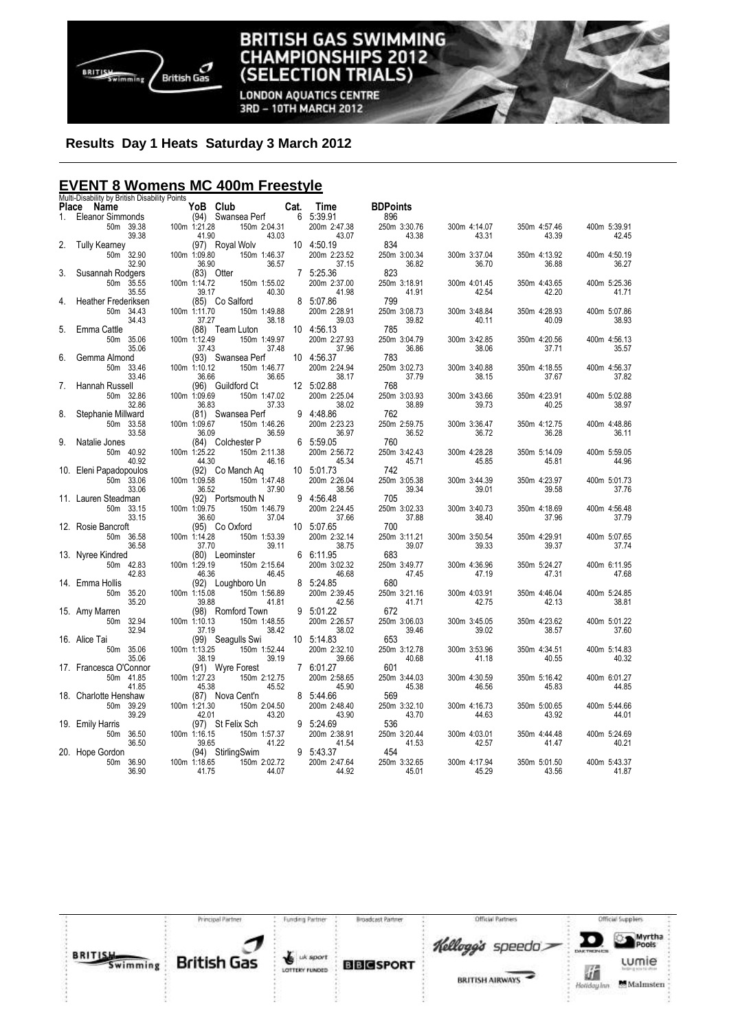# BRITISH GAS SWIMMING CHAMPIONSHIPS 2012 (SELECTION TRIALS)

LONDON AQUATICS CENTRE
3RD – 10TH MARCH 2012

**Results Day 1 Heats Saturday 3 March 2012**

## EVENT 8 Womens MC 400m Freestyle

Multi-Disability by British Disability Points

| Place | Name | YoB | Club | Cat. | Time | BDPoints | | | |
|---|---|---|---|---|---|---|---|---|---|
| 1. | Eleanor Simmonds | (94) | Swansea Perf | 6 | 5:39.91 | 896 | | | |
| | 50m 39.38 | 100m 1:21.28 | 150m 2:04.31 | | 200m 2:47.38 | 250m 3:30.76 | 300m 4:14.07 | 350m 4:57.46 | 400m 5:39.91 |
| | 39.38 | 41.90 | 43.03 | | 43.07 | 43.38 | 43.31 | 43.39 | 42.45 |
| 2. | Tully Kearney | (97) | Royal Wolv | 10 | 4:50.19 | 834 | | | |
| | 50m 32.90 | 100m 1:09.80 | 150m 1:46.37 | | 200m 2:23.52 | 250m 3:00.34 | 300m 3:37.04 | 350m 4:13.92 | 400m 4:50.19 |
| | 32.90 | 36.90 | 36.57 | | 37.15 | 36.82 | 36.70 | 36.88 | 36.27 |
| 3. | Susannah Rodgers | (83) | Otter | 7 | 5:25.36 | 823 | | | |
| | 50m 35.55 | 100m 1:14.72 | 150m 1:55.02 | | 200m 2:37.00 | 250m 3:18.91 | 300m 4:01.45 | 350m 4:43.65 | 400m 5:25.36 |
| | 35.55 | 39.17 | 40.30 | | 41.98 | 41.91 | 42.54 | 42.20 | 41.71 |
| 4. | Heather Frederiksen | (85) | Co Salford | 8 | 5:07.86 | 799 | | | |
| | 50m 34.43 | 100m 1:11.70 | 150m 1:49.88 | | 200m 2:28.91 | 250m 3:08.73 | 300m 3:48.84 | 350m 4:28.93 | 400m 5:07.86 |
| | 34.43 | 37.27 | 38.18 | | 39.03 | 39.82 | 40.11 | 40.09 | 38.93 |
| 5. | Emma Cattle | (88) | Team Luton | 10 | 4:56.13 | 785 | | | |
| | 50m 35.06 | 100m 1:12.49 | 150m 1:49.97 | | 200m 2:27.93 | 250m 3:04.79 | 300m 3:42.85 | 350m 4:20.56 | 400m 4:56.13 |
| | 35.06 | 37.43 | 37.48 | | 37.96 | 36.86 | 38.06 | 37.71 | 35.57 |
| 6. | Gemma Almond | (93) | Swansea Perf | 10 | 4:56.37 | 783 | | | |
| | 50m 33.46 | 100m 1:10.12 | 150m 1:46.77 | | 200m 2:24.94 | 250m 3:02.73 | 300m 3:40.88 | 350m 4:18.55 | 400m 4:56.37 |
| | 33.46 | 36.66 | 36.65 | | 38.17 | 37.79 | 38.15 | 37.67 | 37.82 |
| 7. | Hannah Russell | (96) | Guildford Ct | 12 | 5:02.88 | 768 | | | |
| | 50m 32.86 | 100m 1:09.69 | 150m 1:47.02 | | 200m 2:25.04 | 250m 3:03.93 | 300m 3:43.66 | 350m 4:23.91 | 400m 5:02.88 |
| | 32.86 | 36.83 | 37.33 | | 38.02 | 38.89 | 39.73 | 40.25 | 38.97 |
| 8. | Stephanie Millward | (81) | Swansea Perf | 9 | 4:48.86 | 762 | | | |
| | 50m 33.58 | 100m 1:09.67 | 150m 1:46.26 | | 200m 2:23.23 | 250m 2:59.75 | 300m 3:36.47 | 350m 4:12.75 | 400m 4:48.86 |
| | 33.58 | 36.09 | 36.59 | | 36.97 | 36.52 | 36.72 | 36.28 | 36.11 |
| 9. | Natalie Jones | (84) | Colchester P | 6 | 5:59.05 | 760 | | | |
| | 50m 40.92 | 100m 1:25.22 | 150m 2:11.38 | | 200m 2:56.72 | 250m 3:42.43 | 300m 4:28.28 | 350m 5:14.09 | 400m 5:59.05 |
| | 40.92 | 44.30 | 46.16 | | 45.34 | 45.71 | 45.85 | 45.81 | 44.96 |
| 10. | Eleni Papadopoulos | (92) | Co Manch Aq | 10 | 5:01.73 | 742 | | | |
| | 50m 33.06 | 100m 1:09.58 | 150m 1:47.48 | | 200m 2:26.04 | 250m 3:05.38 | 300m 3:44.39 | 350m 4:23.97 | 400m 5:01.73 |
| | 33.06 | 36.52 | 37.90 | | 38.56 | 39.34 | 39.01 | 39.58 | 37.76 |
| 11. | Lauren Steadman | (92) | Portsmouth N | 9 | 4:56.48 | 705 | | | |
| | 50m 33.15 | 100m 1:09.75 | 150m 1:46.79 | | 200m 2:24.45 | 250m 3:02.33 | 300m 3:40.73 | 350m 4:18.69 | 400m 4:56.48 |
| | 33.15 | 36.60 | 37.04 | | 37.66 | 37.88 | 38.40 | 37.96 | 37.79 |
| 12. | Rosie Bancroft | (95) | Co Oxford | 10 | 5:07.65 | 700 | | | |
| | 50m 36.58 | 100m 1:14.28 | 150m 1:53.39 | | 200m 2:32.14 | 250m 3:11.21 | 300m 3:50.54 | 350m 4:29.91 | 400m 5:07.65 |
| | 36.58 | 37.70 | 39.11 | | 38.75 | 39.07 | 39.33 | 39.37 | 37.74 |
| 13. | Nyree Kindred | (80) | Leominster | 6 | 6:11.95 | 683 | | | |
| | 50m 42.83 | 100m 1:29.19 | 150m 2:15.64 | | 200m 3:02.32 | 250m 3:49.77 | 300m 4:36.96 | 350m 5:24.27 | 400m 6:11.95 |
| | 42.83 | 46.36 | 46.45 | | 46.68 | 47.45 | 47.19 | 47.31 | 47.68 |
| 14. | Emma Hollis | (92) | Loughboro Un | 8 | 5:24.85 | 680 | | | |
| | 50m 35.20 | 100m 1:15.08 | 150m 1:56.89 | | 200m 2:39.45 | 250m 3:21.16 | 300m 4:03.91 | 350m 4:46.04 | 400m 5:24.85 |
| | 35.20 | 39.88 | 41.81 | | 42.56 | 41.71 | 42.75 | 42.13 | 38.81 |
| 15. | Amy Marren | (98) | Romford Town | 9 | 5:01.22 | 672 | | | |
| | 50m 32.94 | 100m 1:10.13 | 150m 1:48.55 | | 200m 2:26.57 | 250m 3:06.03 | 300m 3:45.05 | 350m 4:23.62 | 400m 5:01.22 |
| | 32.94 | 37.19 | 38.42 | | 38.02 | 39.46 | 39.02 | 38.57 | 37.60 |
| 16. | Alice Tai | (99) | Seagulls Swi | 10 | 5:14.83 | 653 | | | |
| | 50m 35.06 | 100m 1:13.25 | 150m 1:52.44 | | 200m 2:32.10 | 250m 3:12.78 | 300m 3:53.96 | 350m 4:34.51 | 400m 5:14.83 |
| | 35.06 | 38.19 | 39.19 | | 39.66 | 40.68 | 41.18 | 40.55 | 40.32 |
| 17. | Francesca O'Connor | (91) | Wyre Forest | 7 | 6:01.27 | 601 | | | |
| | 50m 41.85 | 100m 1:27.23 | 150m 2:12.75 | | 200m 2:58.65 | 250m 3:44.03 | 300m 4:30.59 | 350m 5:16.42 | 400m 6:01.27 |
| | 41.85 | 45.38 | 45.52 | | 45.90 | 45.38 | 46.56 | 45.83 | 44.85 |
| 18. | Charlotte Henshaw | (87) | Nova Cent'n | 8 | 5:44.66 | 569 | | | |
| | 50m 39.29 | 100m 1:21.30 | 150m 2:04.50 | | 200m 2:48.40 | 250m 3:32.10 | 300m 4:16.73 | 350m 5:00.65 | 400m 5:44.66 |
| | 39.29 | 42.01 | 43.20 | | 43.90 | 43.70 | 44.63 | 43.92 | 44.01 |
| 19. | Emily Harris | (97) | St Felix Sch | 9 | 5:24.69 | 536 | | | |
| | 50m 36.50 | 100m 1:16.15 | 150m 1:57.37 | | 200m 2:38.91 | 250m 3:20.44 | 300m 4:03.01 | 350m 4:44.48 | 400m 5:24.69 |
| | 36.50 | 39.65 | 41.22 | | 41.54 | 41.53 | 42.57 | 41.47 | 40.21 |
| 20. | Hope Gordon | (94) | StirlingSwim | 9 | 5:43.37 | 454 | | | |
| | 50m 36.90 | 100m 1:18.65 | 150m 2:02.72 | | 200m 2:47.64 | 250m 3:32.65 | 300m 4:17.94 | 350m 5:01.50 | 400m 5:43.37 |
| | 36.90 | 41.75 | 44.07 | | 44.92 | 45.01 | 45.29 | 43.56 | 41.87 |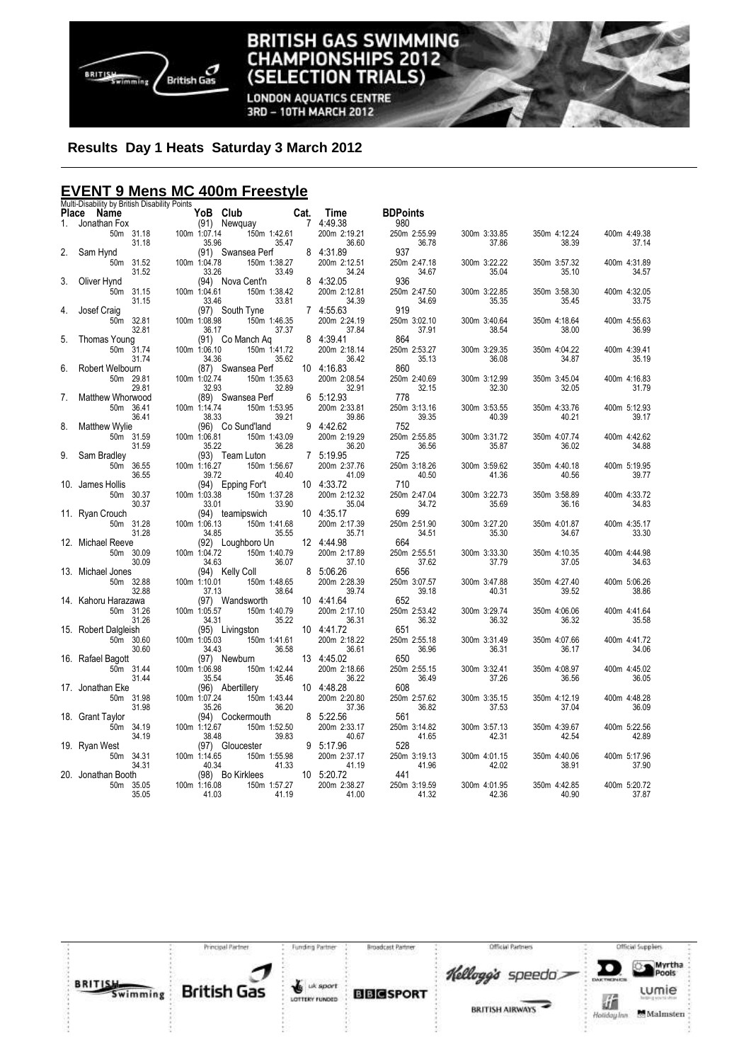# BRITISH GAS SWIMMING CHAMPIONSHIPS 2012 (SELECTION TRIALS)

LONDON AQUATICS CENTRE
3RD – 10TH MARCH 2012

**Results Day 1 Heats Saturday 3 March 2012**

## EVENT 9 Mens MC 400m Freestyle

Multi-Disability by British Disability Points

| Place | Name | YoB | Club | Cat. | Time | BDPoints | | | | |
|---|---|---|---|---|---|---|---|---|---|---|
| 1. | Jonathan Fox | (91) | Newquay | 7 | 4:49.38 | 980 | | | | |
| | 50m 31.18 | 100m 1:07.14 | 150m 1:42.61 | | 200m 2:19.21 | 250m 2:55.99 | 300m 3:33.85 | 350m 4:12.24 | 400m 4:49.38 | |
| | 31.18 | 35.96 | 35.47 | | 36.60 | 36.78 | 37.86 | 38.39 | 37.14 | |
| 2. | Sam Hynd | (91) | Swansea Perf | 8 | 4:31.89 | 937 | | | | |
| | 50m 31.52 | 100m 1:04.78 | 150m 1:38.27 | | 200m 2:12.51 | 250m 2:47.18 | 300m 3:22.22 | 350m 3:57.32 | 400m 4:31.89 | |
| | 31.52 | 33.26 | 33.49 | | 34.24 | 34.67 | 35.04 | 35.10 | 34.57 | |
| 3. | Oliver Hynd | (94) | Nova Cent'n | 8 | 4:32.05 | 936 | | | | |
| | 50m 31.15 | 100m 1:04.61 | 150m 1:38.42 | | 200m 2:12.81 | 250m 2:47.50 | 300m 3:22.85 | 350m 3:58.30 | 400m 4:32.05 | |
| | 31.15 | 33.46 | 33.81 | | 34.39 | 34.69 | 35.35 | 35.45 | 33.75 | |
| 4. | Josef Craig | (97) | South Tyne | 7 | 4:55.63 | 919 | | | | |
| | 50m 32.81 | 100m 1:08.98 | 150m 1:46.35 | | 200m 2:24.19 | 250m 3:02.10 | 300m 3:40.64 | 350m 4:18.64 | 400m 4:55.63 | |
| | 32.81 | 36.17 | 37.37 | | 37.84 | 37.91 | 38.54 | 38.00 | 36.99 | |
| 5. | Thomas Young | (91) | Co Manch Aq | 8 | 4:39.41 | 864 | | | | |
| | 50m 31.74 | 100m 1:06.10 | 150m 1:41.72 | | 200m 2:18.14 | 250m 2:53.27 | 300m 3:29.35 | 350m 4:04.22 | 400m 4:39.41 | |
| | 31.74 | 34.36 | 35.62 | | 36.42 | 35.13 | 36.08 | 34.87 | 35.19 | |
| 6. | Robert Welbourn | (87) | Swansea Perf | 10 | 4:16.83 | 860 | | | | |
| | 50m 29.81 | 100m 1:02.74 | 150m 1:35.63 | | 200m 2:08.54 | 250m 2:40.69 | 300m 3:12.99 | 350m 3:45.04 | 400m 4:16.83 | |
| | 29.81 | 32.93 | 32.89 | | 32.91 | 32.15 | 32.30 | 32.05 | 31.79 | |
| 7. | Matthew Whorwood | (89) | Swansea Perf | 6 | 5:12.93 | 778 | | | | |
| | 50m 36.41 | 100m 1:14.74 | 150m 1:53.95 | | 200m 2:33.81 | 250m 3:13.16 | 300m 3:53.55 | 350m 4:33.76 | 400m 5:12.93 | |
| | 36.41 | 38.33 | 39.21 | | 39.86 | 39.35 | 40.39 | 40.21 | 39.17 | |
| 8. | Matthew Wylie | (96) | Co Sund'land | 9 | 4:42.62 | 752 | | | | |
| | 50m 31.59 | 100m 1:06.81 | 150m 1:43.09 | | 200m 2:19.29 | 250m 2:55.85 | 300m 3:31.72 | 350m 4:07.74 | 400m 4:42.62 | |
| | 31.59 | 35.22 | 36.28 | | 36.20 | 36.56 | 35.87 | 36.02 | 34.88 | |
| 9. | Sam Bradley | (93) | Team Luton | 7 | 5:19.95 | 725 | | | | |
| | 50m 36.55 | 100m 1:16.27 | 150m 1:56.67 | | 200m 2:37.76 | 250m 3:18.26 | 300m 3:59.62 | 350m 4:40.18 | 400m 5:19.95 | |
| | 36.55 | 39.72 | 40.40 | | 41.09 | 40.50 | 41.36 | 40.56 | 39.77 | |
| 10. | James Hollis | (94) | Epping For't | 10 | 4:33.72 | 710 | | | | |
| | 50m 30.37 | 100m 1:03.38 | 150m 1:37.28 | | 200m 2:12.32 | 250m 2:47.04 | 300m 3:22.73 | 350m 3:58.89 | 400m 4:33.72 | |
| | 30.37 | 33.01 | 33.90 | | 35.04 | 34.72 | 35.69 | 36.16 | 34.83 | |
| 11. | Ryan Crouch | (94) | teamipswich | 10 | 4:35.17 | 699 | | | | |
| | 50m 31.28 | 100m 1:06.13 | 150m 1:41.68 | | 200m 2:17.39 | 250m 2:51.90 | 300m 3:27.20 | 350m 4:01.87 | 400m 4:35.17 | |
| | 31.28 | 34.85 | 35.55 | | 35.71 | 34.51 | 35.30 | 34.67 | 33.30 | |
| 12. | Michael Reeve | (92) | Loughboro Un | 12 | 4:44.98 | 664 | | | | |
| | 50m 30.09 | 100m 1:04.72 | 150m 1:40.79 | | 200m 2:17.89 | 250m 2:55.51 | 300m 3:33.30 | 350m 4:10.35 | 400m 4:44.98 | |
| | 30.09 | 34.63 | 36.07 | | 37.10 | 37.62 | 37.79 | 37.05 | 34.63 | |
| 13. | Michael Jones | (94) | Kelly Coll | 8 | 5:06.26 | 656 | | | | |
| | 50m 32.88 | 100m 1:10.01 | 150m 1:48.65 | | 200m 2:28.39 | 250m 3:07.57 | 300m 3:47.88 | 350m 4:27.40 | 400m 5:06.26 | |
| | 32.88 | 37.13 | 38.64 | | 39.74 | 39.18 | 40.31 | 39.52 | 38.86 | |
| 14. | Kahoru Harazawa | (97) | Wandsworth | 10 | 4:41.64 | 652 | | | | |
| | 50m 31.26 | 100m 1:05.57 | 150m 1:40.79 | | 200m 2:17.10 | 250m 2:53.42 | 300m 3:29.74 | 350m 4:06.06 | 400m 4:41.64 | |
| | 31.26 | 34.31 | 35.22 | | 36.31 | 36.32 | 36.32 | 36.32 | 35.58 | |
| 15. | Robert Dalgleish | (95) | Livingston | 10 | 4:41.72 | 651 | | | | |
| | 50m 30.60 | 100m 1:05.03 | 150m 1:41.61 | | 200m 2:18.22 | 250m 2:55.18 | 300m 3:31.49 | 350m 4:07.66 | 400m 4:41.72 | |
| | 30.60 | 34.43 | 36.58 | | 36.61 | 36.96 | 36.31 | 36.17 | 34.06 | |
| 16. | Rafael Bagott | (97) | Newburn | 13 | 4:45.02 | 650 | | | | |
| | 50m 31.44 | 100m 1:06.98 | 150m 1:42.44 | | 200m 2:18.66 | 250m 2:55.15 | 300m 3:32.41 | 350m 4:08.97 | 400m 4:45.02 | |
| | 31.44 | 35.54 | 35.46 | | 36.22 | 36.49 | 37.26 | 36.56 | 36.05 | |
| 17. | Jonathan Eke | (96) | Abertillery | 10 | 4:48.28 | 608 | | | | |
| | 50m 31.98 | 100m 1:07.24 | 150m 1:43.44 | | 200m 2:20.80 | 250m 2:57.62 | 300m 3:35.15 | 350m 4:12.19 | 400m 4:48.28 | |
| | 31.98 | 35.26 | 36.20 | | 37.36 | 36.82 | 37.53 | 37.04 | 36.09 | |
| 18. | Grant Taylor | (94) | Cockermouth | 8 | 5:22.56 | 561 | | | | |
| | 50m 34.19 | 100m 1:12.67 | 150m 1:52.50 | | 200m 2:33.17 | 250m 3:14.82 | 300m 3:57.13 | 350m 4:39.67 | 400m 5:22.56 | |
| | 34.19 | 38.48 | 39.83 | | 40.67 | 41.65 | 42.31 | 42.54 | 42.89 | |
| 19. | Ryan West | (97) | Gloucester | 9 | 5:17.96 | 528 | | | | |
| | 50m 34.31 | 100m 1:14.65 | 150m 1:55.98 | | 200m 2:37.17 | 250m 3:19.13 | 300m 4:01.15 | 350m 4:40.06 | 400m 5:17.96 | |
| | 34.31 | 40.34 | 41.33 | | 41.19 | 41.96 | 42.02 | 38.91 | 37.90 | |
| 20. | Jonathan Booth | (98) | Bo Kirklees | 10 | 5:20.72 | 441 | | | | |
| | 50m 35.05 | 100m 1:16.08 | 150m 1:57.27 | | 200m 2:38.27 | 250m 3:19.59 | 300m 4:01.95 | 350m 4:42.85 | 400m 5:20.72 | |
| | 35.05 | 41.03 | 41.19 | | 41.00 | 41.32 | 42.36 | 40.90 | 37.87 | |

Principal Partner: British Gas | Funding Partner: UK Sport Lottery Funded | Broadcast Partner: BBC Sport | Official Partners: Kellogg's, Speedo, British Airways | Official Suppliers: Daktronics, Myrtha Pools, Lumie, Holiday Inn, Malmsten